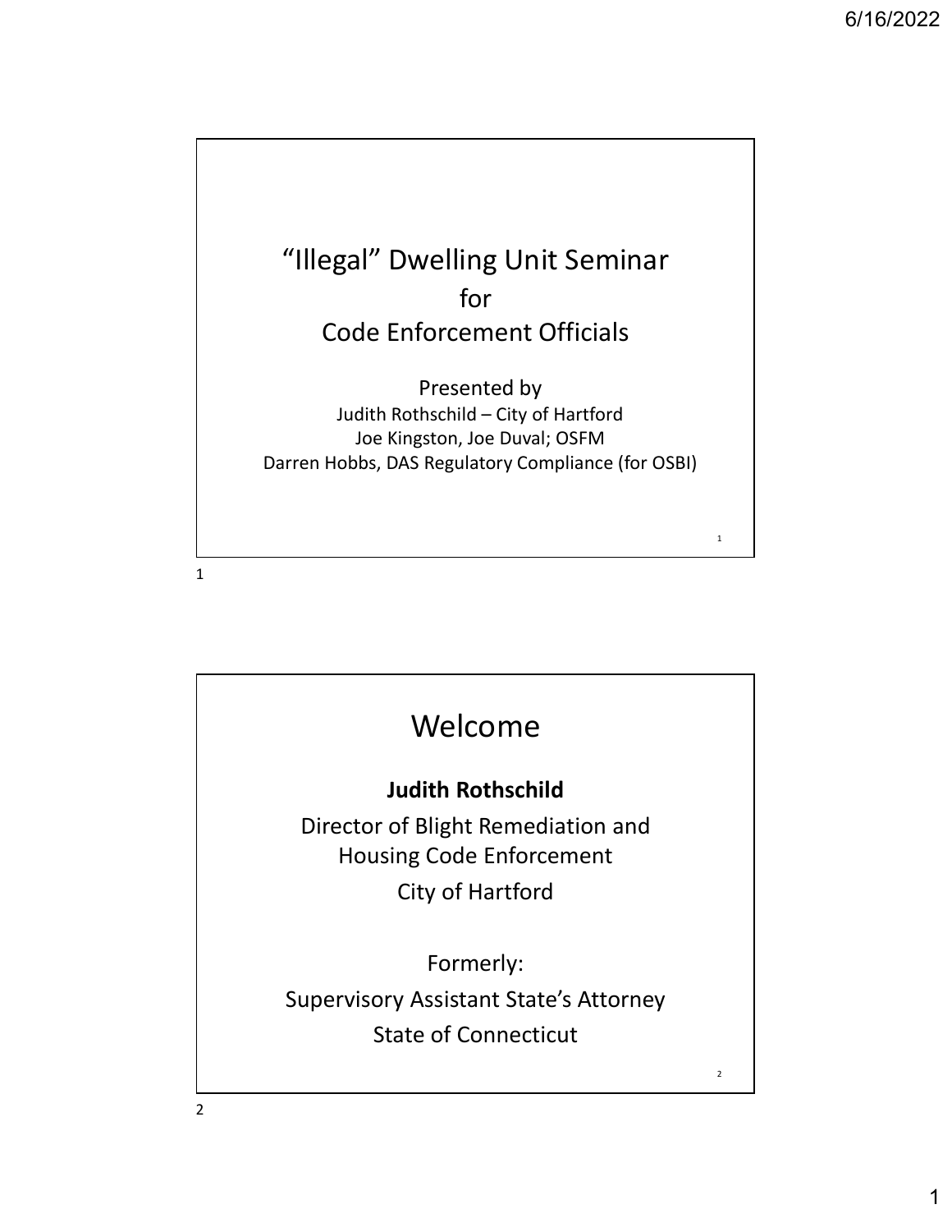# “Illegal” Dwelling Unit Seminar
## for
## Code Enforcement Officials

Presented by

Judith Rothschild – City of Hartford

Joe Kingston, Joe Duval; OSFM

Darren Hobbs, DAS Regulatory Compliance (for OSBI)

# Welcome

**Judith Rothschild**

Director of Blight Remediation and Housing Code Enforcement

City of Hartford

Formerly:

Supervisory Assistant State’s Attorney

State of Connecticut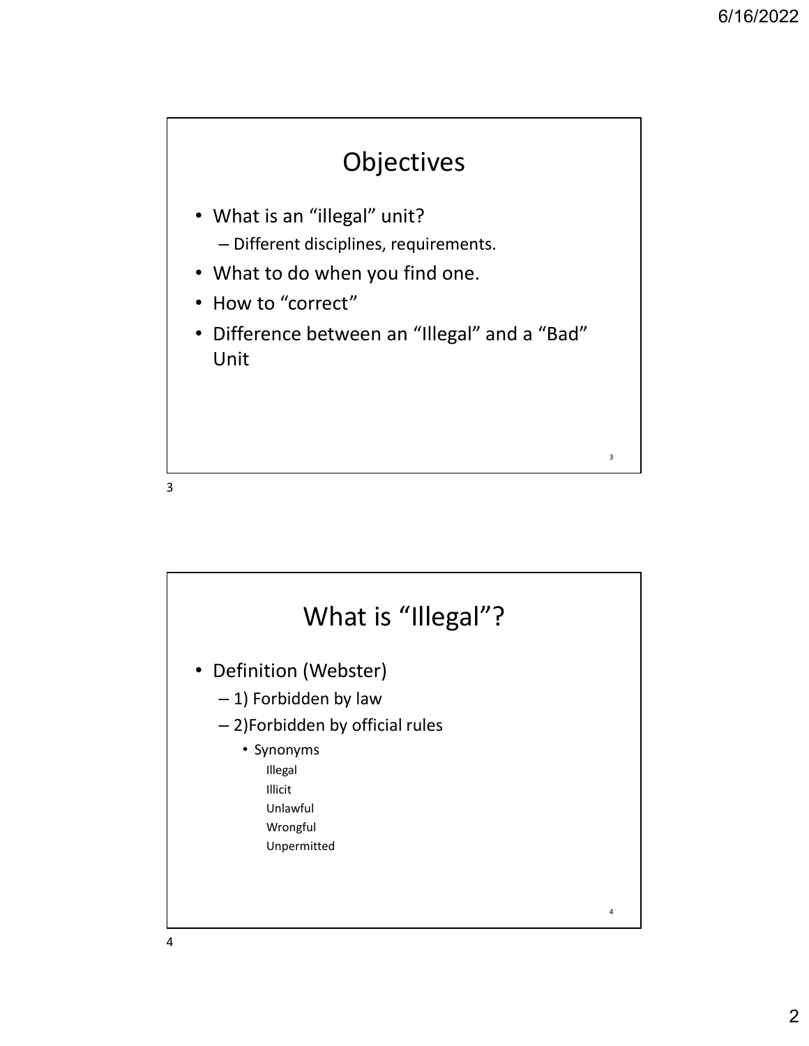## Objectives

- What is an "illegal" unit?
  - Different disciplines, requirements.
- What to do when you find one.
- How to "correct"
- Difference between an "Illegal" and a "Bad" Unit

## What is "Illegal"?

- Definition (Webster)
  - 1) Forbidden by law
  - 2)Forbidden by official rules
    - Synonyms
      - Illegal
      - Illicit
      - Unlawful
      - Wrongful
      - Unpermitted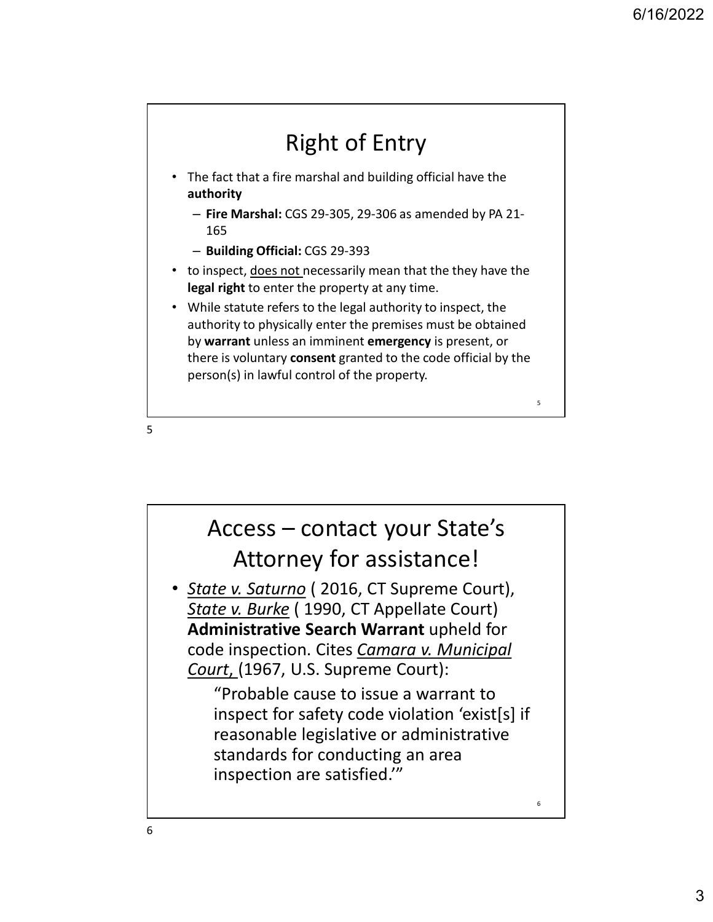## Right of Entry

- The fact that a fire marshal and building official have the **authority**
  - **Fire Marshal:** CGS 29-305, 29-306 as amended by PA 21-165
  - **Building Official:** CGS 29-393
- to inspect, <u>does not</u> necessarily mean that the they have the **legal right** to enter the property at any time.
- While statute refers to the legal authority to inspect, the authority to physically enter the premises must be obtained by **warrant** unless an imminent **emergency** is present, or there is voluntary **consent** granted to the code official by the person(s) in lawful control of the property.

## Access – contact your State's Attorney for assistance!

- <u>*State v. Saturno*</u> ( 2016, CT Supreme Court), <u>*State v. Burke*</u> ( 1990, CT Appellate Court) **Administrative Search Warrant** upheld for code inspection. Cites <u>*Camara v. Municipal Court,*</u> (1967, U.S. Supreme Court):

  "Probable cause to issue a warrant to inspect for safety code violation 'exist[s] if reasonable legislative or administrative standards for conducting an area inspection are satisfied.'"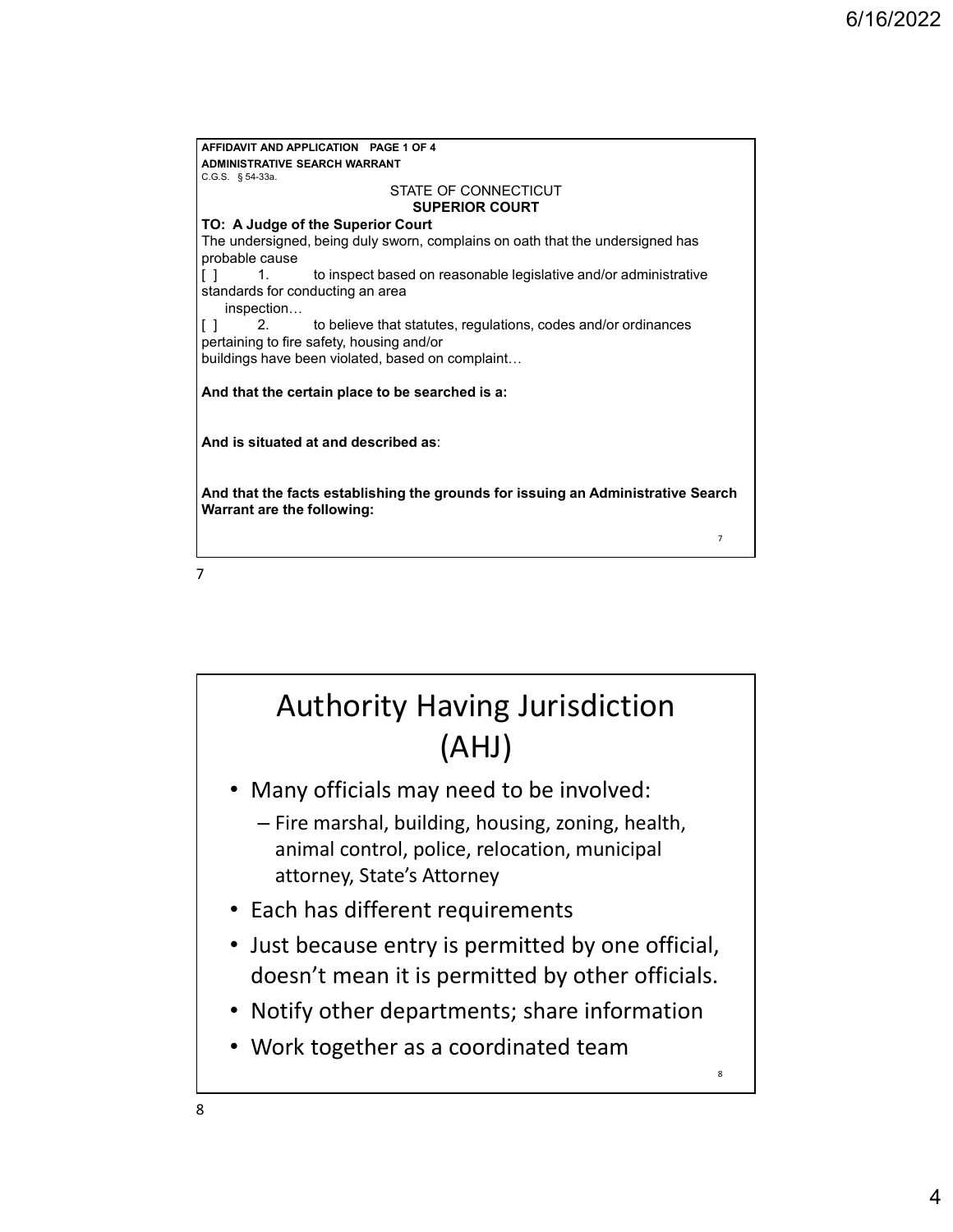**AFFIDAVIT AND APPLICATION PAGE 1 OF 4**
**ADMINISTRATIVE SEARCH WARRANT**
C.G.S. § 54-33a.

STATE OF CONNECTICUT
**SUPERIOR COURT**

**TO: A Judge of the Superior Court**

The undersigned, being duly sworn, complains on oath that the undersigned has probable cause

[ ] 1. to inspect based on reasonable legislative and/or administrative standards for conducting an area inspection…

[ ] 2. to believe that statutes, regulations, codes and/or ordinances pertaining to fire safety, housing and/or buildings have been violated, based on complaint…

**And that the certain place to be searched is a:**

**And is situated at and described as**:

**And that the facts establishing the grounds for issuing an Administrative Search Warrant are the following:**

# Authority Having Jurisdiction (AHJ)

- Many officials may need to be involved:
  - Fire marshal, building, housing, zoning, health, animal control, police, relocation, municipal attorney, State's Attorney
- Each has different requirements
- Just because entry is permitted by one official, doesn't mean it is permitted by other officials.
- Notify other departments; share information
- Work together as a coordinated team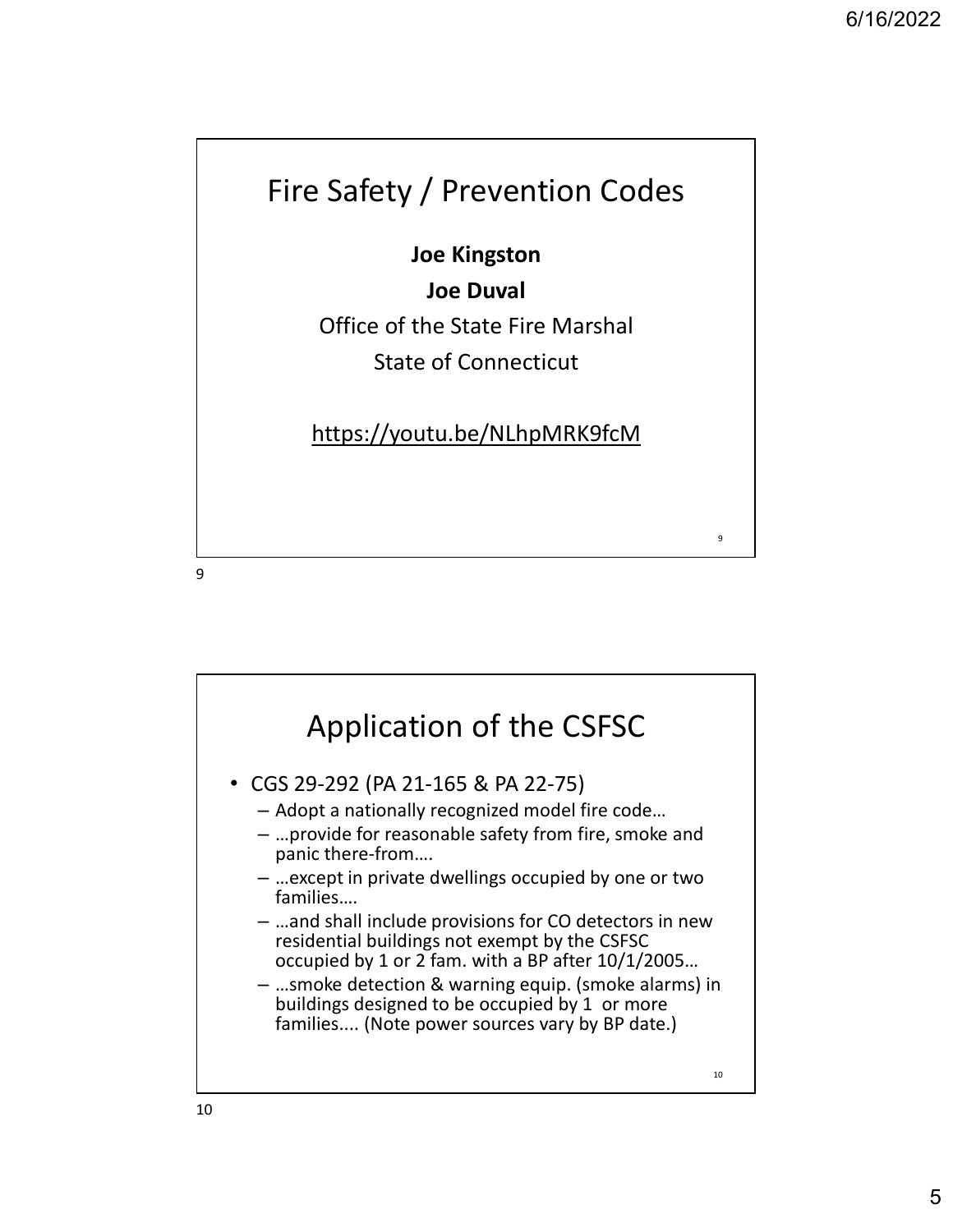# Fire Safety / Prevention Codes

**Joe Kingston**

**Joe Duval**

Office of the State Fire Marshal

State of Connecticut

https://youtu.be/NLhpMRK9fcM

# Application of the CSFSC

- CGS 29-292 (PA 21-165 & PA 22-75)
  - Adopt a nationally recognized model fire code…
  - …provide for reasonable safety from fire, smoke and panic there-from….
  - …except in private dwellings occupied by one or two families….
  - …and shall include provisions for CO detectors in new residential buildings not exempt by the CSFSC occupied by 1 or 2 fam. with a BP after 10/1/2005…
  - …smoke detection & warning equip. (smoke alarms) in buildings designed to be occupied by 1 or more families.... (Note power sources vary by BP date.)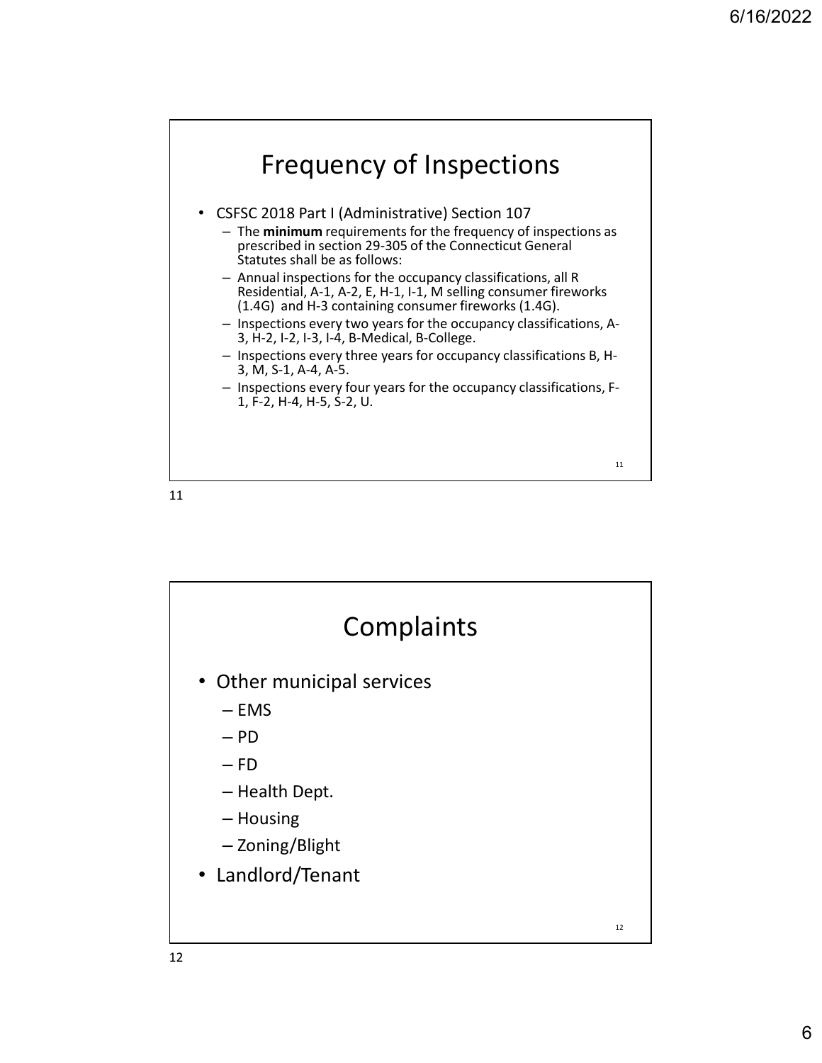## Frequency of Inspections

- CSFSC 2018 Part I (Administrative) Section 107
  - The **minimum** requirements for the frequency of inspections as prescribed in section 29-305 of the Connecticut General Statutes shall be as follows:
  - Annual inspections for the occupancy classifications, all R Residential, A-1, A-2, E, H-1, I-1, M selling consumer fireworks (1.4G) and H-3 containing consumer fireworks (1.4G).
  - Inspections every two years for the occupancy classifications, A-3, H-2, I-2, I-3, I-4, B-Medical, B-College.
  - Inspections every three years for occupancy classifications B, H-3, M, S-1, A-4, A-5.
  - Inspections every four years for the occupancy classifications, F-1, F-2, H-4, H-5, S-2, U.

## Complaints

- Other municipal services
  - EMS
  - PD
  - FD
  - Health Dept.
  - Housing
  - Zoning/Blight
- Landlord/Tenant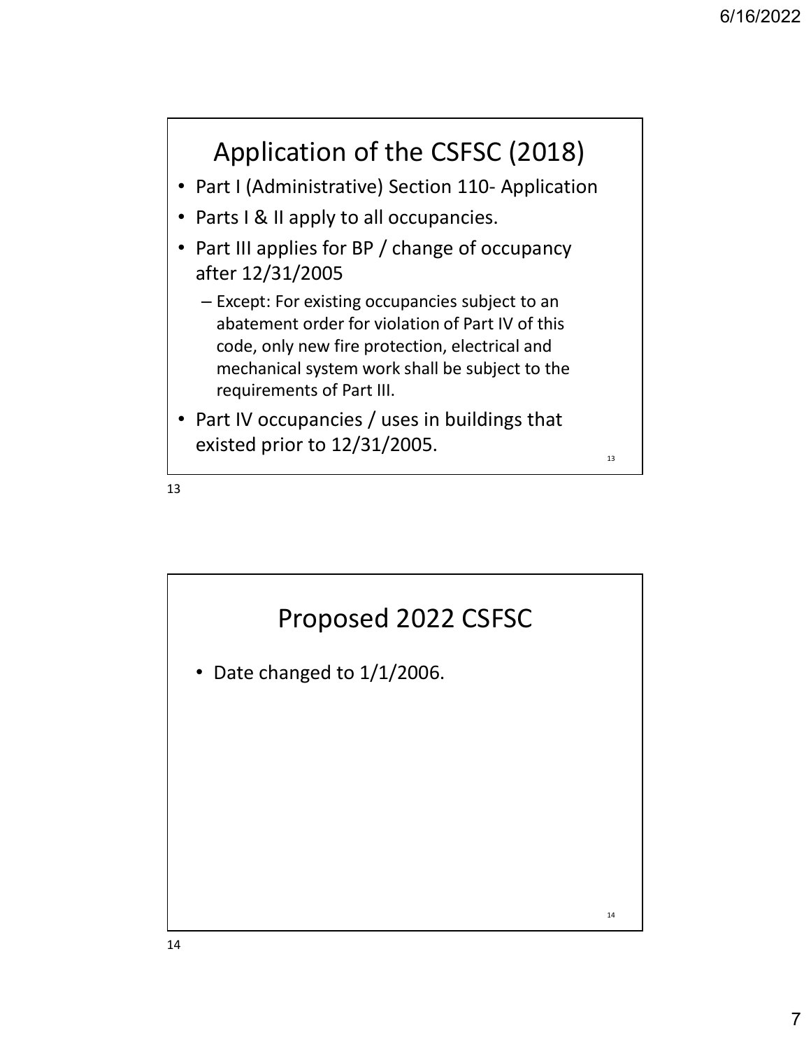## Application of the CSFSC (2018)

- Part I (Administrative) Section 110- Application
- Parts I & II apply to all occupancies.
- Part III applies for BP / change of occupancy after 12/31/2005
  - Except: For existing occupancies subject to an abatement order for violation of Part IV of this code, only new fire protection, electrical and mechanical system work shall be subject to the requirements of Part III.
- Part IV occupancies / uses in buildings that existed prior to 12/31/2005.

## Proposed 2022 CSFSC

- Date changed to 1/1/2006.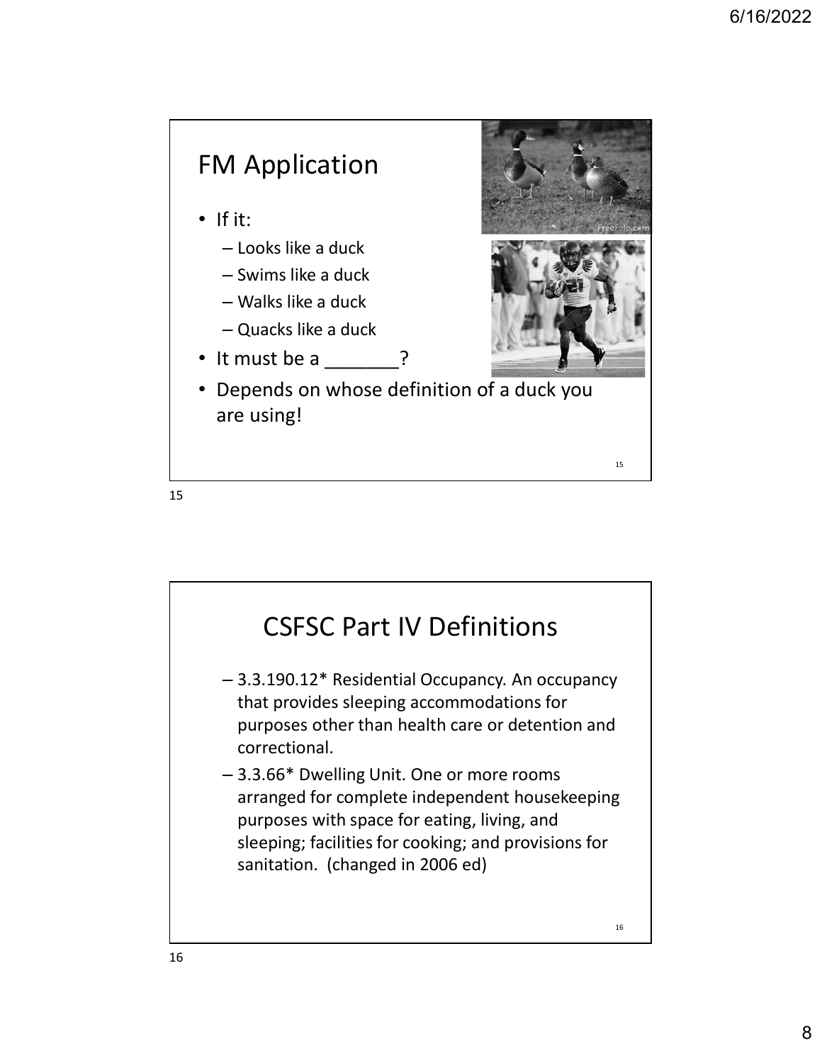## FM Application

- If it:
  - Looks like a duck
  - Swims like a duck
  - Walks like a duck
  - Quacks like a duck
- It must be a _______?
- Depends on whose definition of a duck you are using!

## CSFSC Part IV Definitions

- 3.3.190.12* Residential Occupancy. An occupancy that provides sleeping accommodations for purposes other than health care or detention and correctional.
- 3.3.66* Dwelling Unit. One or more rooms arranged for complete independent housekeeping purposes with space for eating, living, and sleeping; facilities for cooking; and provisions for sanitation. (changed in 2006 ed)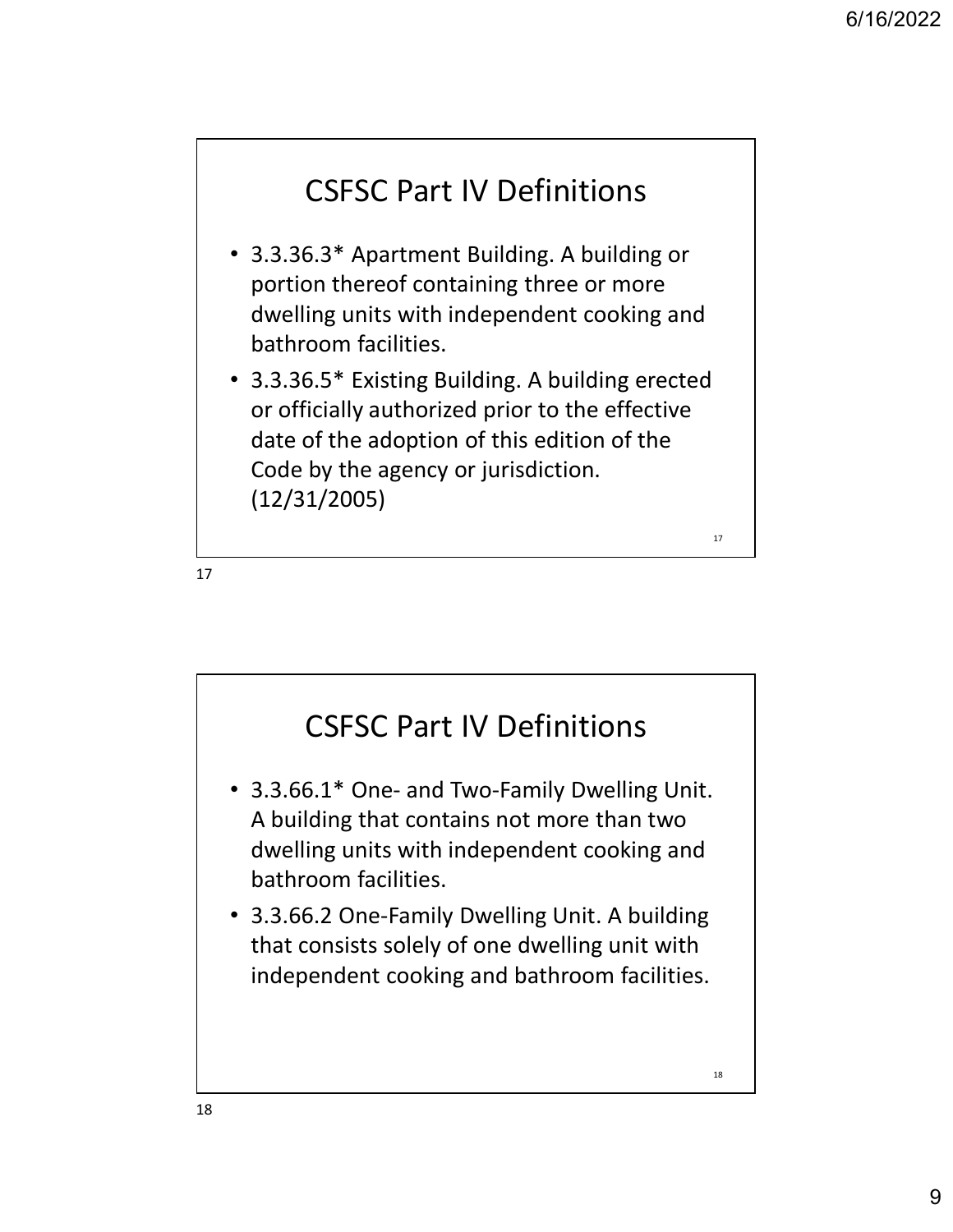## CSFSC Part IV Definitions

- 3.3.36.3* Apartment Building. A building or portion thereof containing three or more dwelling units with independent cooking and bathroom facilities.
- 3.3.36.5* Existing Building. A building erected or officially authorized prior to the effective date of the adoption of this edition of the Code by the agency or jurisdiction. (12/31/2005)

## CSFSC Part IV Definitions

- 3.3.66.1* One- and Two-Family Dwelling Unit. A building that contains not more than two dwelling units with independent cooking and bathroom facilities.
- 3.3.66.2 One-Family Dwelling Unit. A building that consists solely of one dwelling unit with independent cooking and bathroom facilities.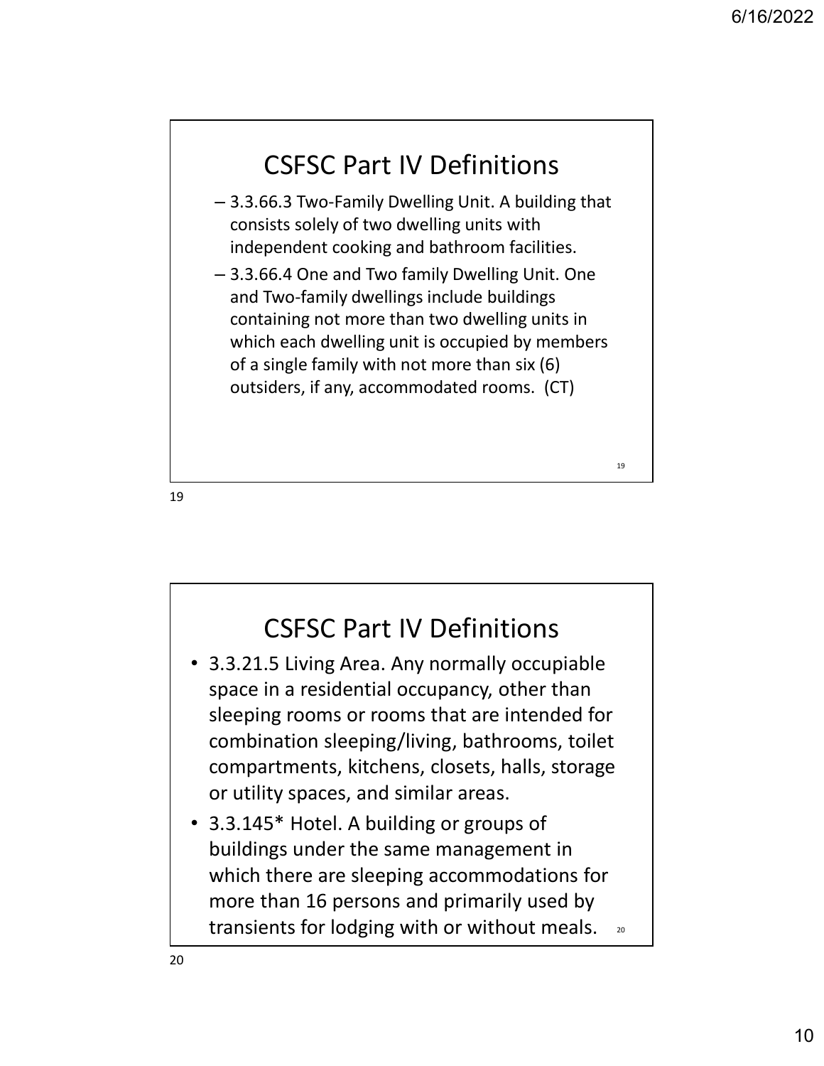## CSFSC Part IV Definitions

- 3.3.66.3 Two-Family Dwelling Unit. A building that consists solely of two dwelling units with independent cooking and bathroom facilities.
- 3.3.66.4 One and Two family Dwelling Unit. One and Two-family dwellings include buildings containing not more than two dwelling units in which each dwelling unit is occupied by members of a single family with not more than six (6) outsiders, if any, accommodated rooms. (CT)

## CSFSC Part IV Definitions

- 3.3.21.5 Living Area. Any normally occupiable space in a residential occupancy, other than sleeping rooms or rooms that are intended for combination sleeping/living, bathrooms, toilet compartments, kitchens, closets, halls, storage or utility spaces, and similar areas.
- 3.3.145* Hotel. A building or groups of buildings under the same management in which there are sleeping accommodations for more than 16 persons and primarily used by transients for lodging with or without meals.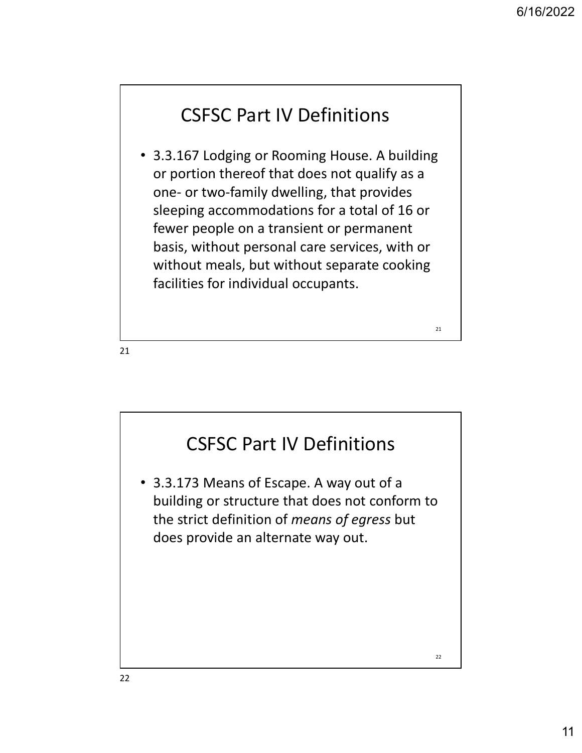## CSFSC Part IV Definitions

- 3.3.167 Lodging or Rooming House. A building or portion thereof that does not qualify as a one- or two-family dwelling, that provides sleeping accommodations for a total of 16 or fewer people on a transient or permanent basis, without personal care services, with or without meals, but without separate cooking facilities for individual occupants.

## CSFSC Part IV Definitions

- 3.3.173 Means of Escape. A way out of a building or structure that does not conform to the strict definition of *means of egress* but does provide an alternate way out.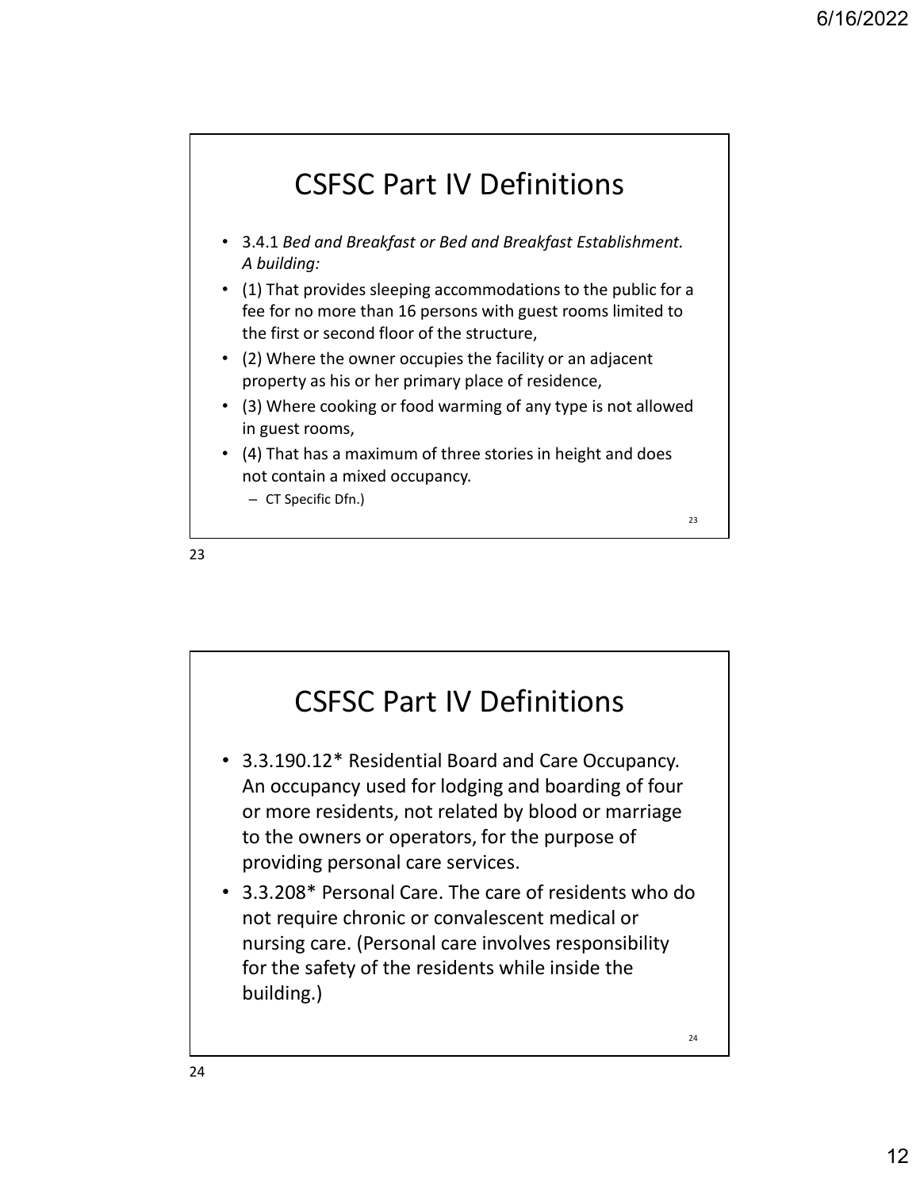## CSFSC Part IV Definitions

- 3.4.1 *Bed and Breakfast or Bed and Breakfast Establishment. A building:*
- (1) That provides sleeping accommodations to the public for a fee for no more than 16 persons with guest rooms limited to the first or second floor of the structure,
- (2) Where the owner occupies the facility or an adjacent property as his or her primary place of residence,
- (3) Where cooking or food warming of any type is not allowed in guest rooms,
- (4) That has a maximum of three stories in height and does not contain a mixed occupancy.
  - CT Specific Dfn.)

## CSFSC Part IV Definitions

- 3.3.190.12* Residential Board and Care Occupancy. An occupancy used for lodging and boarding of four or more residents, not related by blood or marriage to the owners or operators, for the purpose of providing personal care services.
- 3.3.208* Personal Care. The care of residents who do not require chronic or convalescent medical or nursing care. (Personal care involves responsibility for the safety of the residents while inside the building.)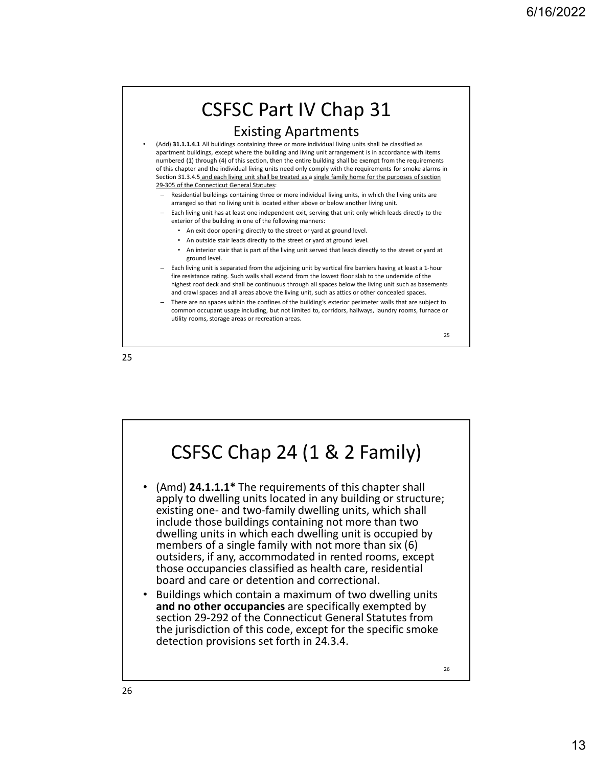# CSFSC Part IV Chap 31

## Existing Apartments

- (Add) **31.1.1.4.1** All buildings containing three or more individual living units shall be classified as apartment buildings, except where the building and living unit arrangement is in accordance with items numbered (1) through (4) of this section, then the entire building shall be exempt from the requirements of this chapter and the individual living units need only comply with the requirements for smoke alarms in Section 31.3.4.5 and each living unit shall be treated as a single family home for the purposes of section 29-305 of the Connecticut General Statutes:
  - Residential buildings containing three or more individual living units, in which the living units are arranged so that no living unit is located either above or below another living unit.
  - Each living unit has at least one independent exit, serving that unit only which leads directly to the exterior of the building in one of the following manners:
    - An exit door opening directly to the street or yard at ground level.
    - An outside stair leads directly to the street or yard at ground level.
    - An interior stair that is part of the living unit served that leads directly to the street or yard at ground level.
  - Each living unit is separated from the adjoining unit by vertical fire barriers having at least a 1-hour fire resistance rating. Such walls shall extend from the lowest floor slab to the underside of the highest roof deck and shall be continuous through all spaces below the living unit such as basements and crawl spaces and all areas above the living unit, such as attics or other concealed spaces.
  - There are no spaces within the confines of the building's exterior perimeter walls that are subject to common occupant usage including, but not limited to, corridors, hallways, laundry rooms, furnace or utility rooms, storage areas or recreation areas.

# CSFSC Chap 24 (1 & 2 Family)

- (Amd) **24.1.1.1*** The requirements of this chapter shall apply to dwelling units located in any building or structure; existing one- and two-family dwelling units, which shall include those buildings containing not more than two dwelling units in which each dwelling unit is occupied by members of a single family with not more than six (6) outsiders, if any, accommodated in rented rooms, except those occupancies classified as health care, residential board and care or detention and correctional.
- Buildings which contain a maximum of two dwelling units **and no other occupancies** are specifically exempted by section 29-292 of the Connecticut General Statutes from the jurisdiction of this code, except for the specific smoke detection provisions set forth in 24.3.4.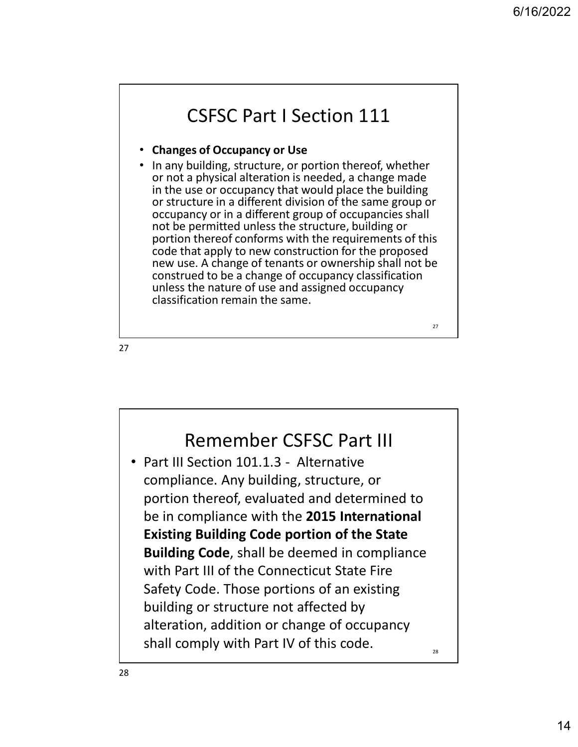## CSFSC Part I Section 111

- **Changes of Occupancy or Use**
- In any building, structure, or portion thereof, whether or not a physical alteration is needed, a change made in the use or occupancy that would place the building or structure in a different division of the same group or occupancy or in a different group of occupancies shall not be permitted unless the structure, building or portion thereof conforms with the requirements of this code that apply to new construction for the proposed new use. A change of tenants or ownership shall not be construed to be a change of occupancy classification unless the nature of use and assigned occupancy classification remain the same.

## Remember CSFSC Part III

- Part III Section 101.1.3 - Alternative compliance. Any building, structure, or portion thereof, evaluated and determined to be in compliance with the **2015 International Existing Building Code portion of the State Building Code**, shall be deemed in compliance with Part III of the Connecticut State Fire Safety Code. Those portions of an existing building or structure not affected by alteration, addition or change of occupancy shall comply with Part IV of this code.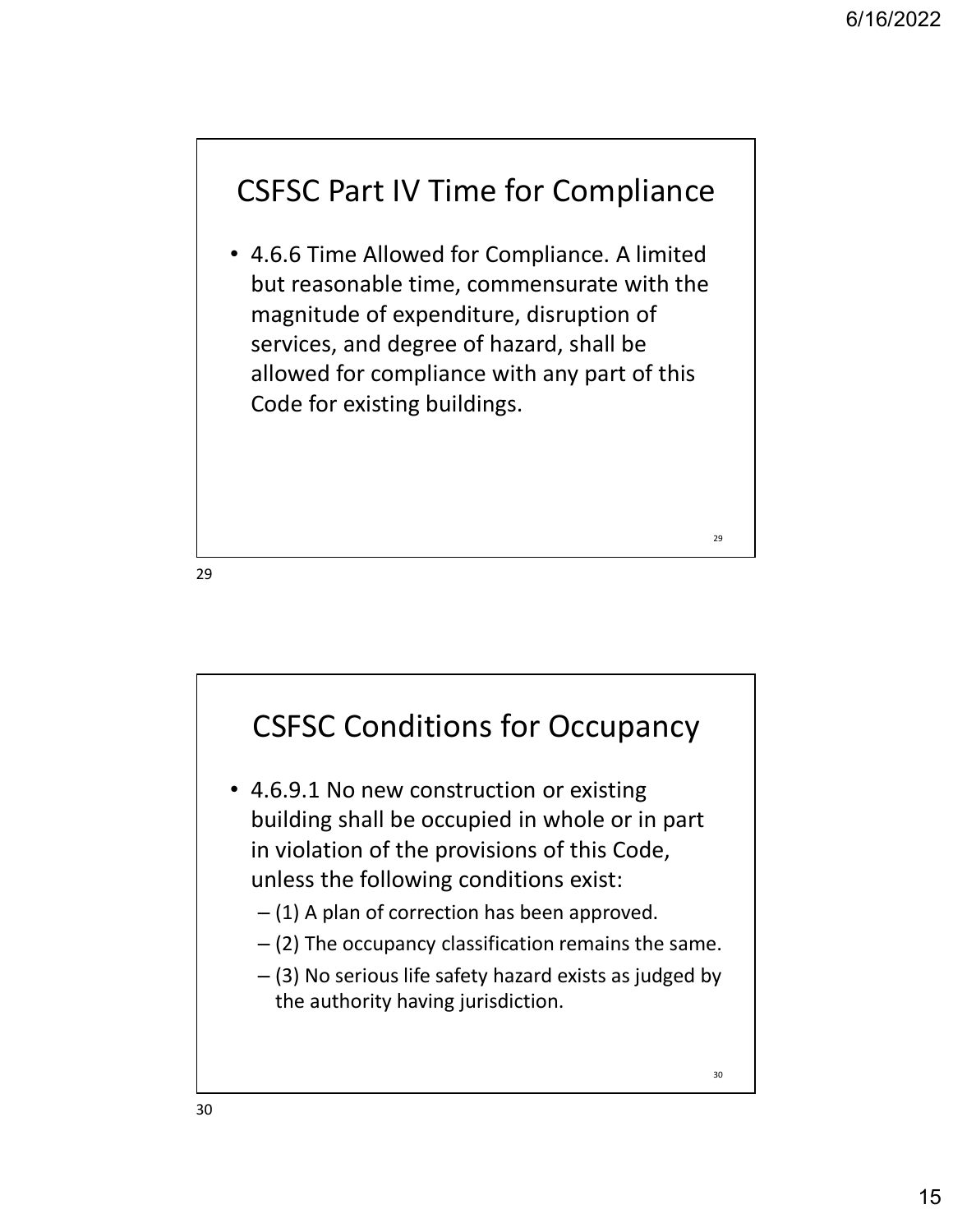## CSFSC Part IV Time for Compliance

- 4.6.6 Time Allowed for Compliance. A limited but reasonable time, commensurate with the magnitude of expenditure, disruption of services, and degree of hazard, shall be allowed for compliance with any part of this Code for existing buildings.

## CSFSC Conditions for Occupancy

- 4.6.9.1 No new construction or existing building shall be occupied in whole or in part in violation of the provisions of this Code, unless the following conditions exist:
  - (1) A plan of correction has been approved.
  - (2) The occupancy classification remains the same.
  - (3) No serious life safety hazard exists as judged by the authority having jurisdiction.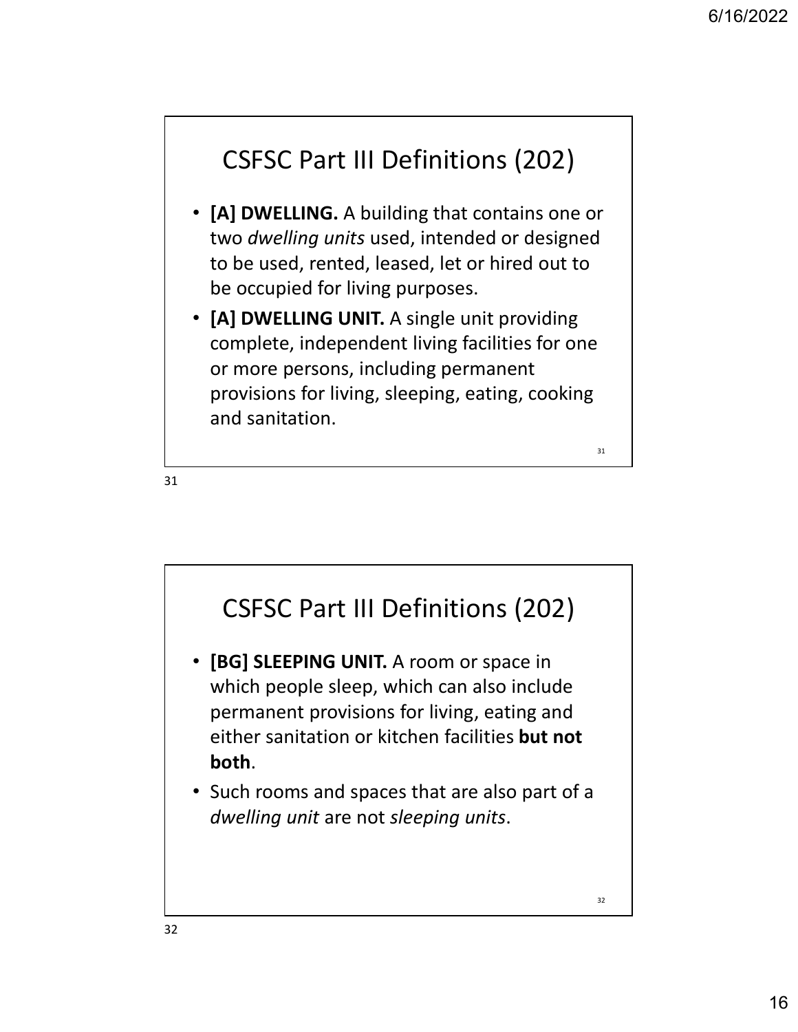## CSFSC Part III Definitions (202)

- **[A] DWELLING.** A building that contains one or two *dwelling units* used, intended or designed to be used, rented, leased, let or hired out to be occupied for living purposes.
- **[A] DWELLING UNIT.** A single unit providing complete, independent living facilities for one or more persons, including permanent provisions for living, sleeping, eating, cooking and sanitation.

## CSFSC Part III Definitions (202)

- **[BG] SLEEPING UNIT.** A room or space in which people sleep, which can also include permanent provisions for living, eating and either sanitation or kitchen facilities **but not both**.
- Such rooms and spaces that are also part of a *dwelling unit* are not *sleeping units*.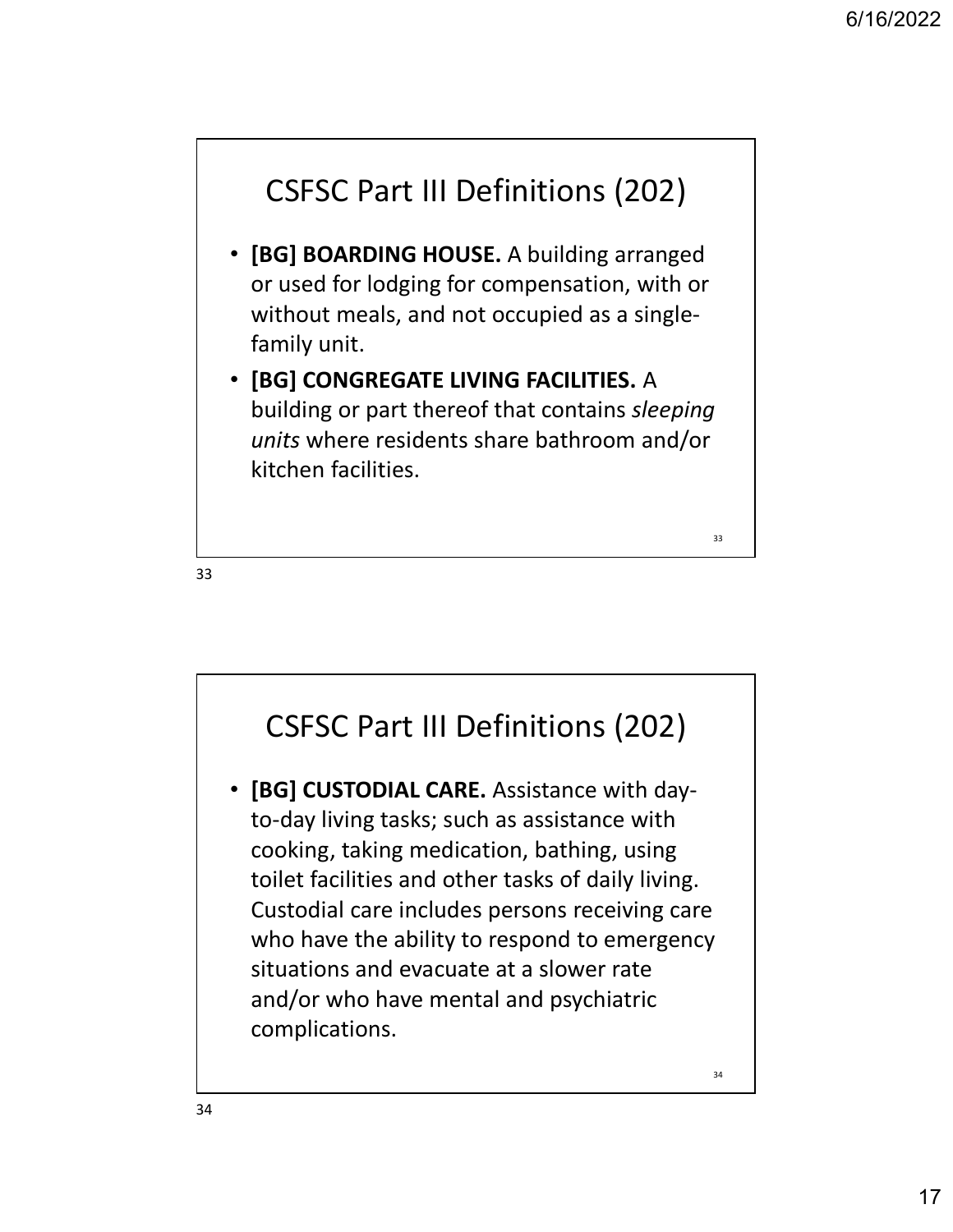## CSFSC Part III Definitions (202)

- **[BG] BOARDING HOUSE.** A building arranged or used for lodging for compensation, with or without meals, and not occupied as a single-family unit.
- **[BG] CONGREGATE LIVING FACILITIES.** A building or part thereof that contains *sleeping units* where residents share bathroom and/or kitchen facilities.

## CSFSC Part III Definitions (202)

- **[BG] CUSTODIAL CARE.** Assistance with day-to-day living tasks; such as assistance with cooking, taking medication, bathing, using toilet facilities and other tasks of daily living. Custodial care includes persons receiving care who have the ability to respond to emergency situations and evacuate at a slower rate and/or who have mental and psychiatric complications.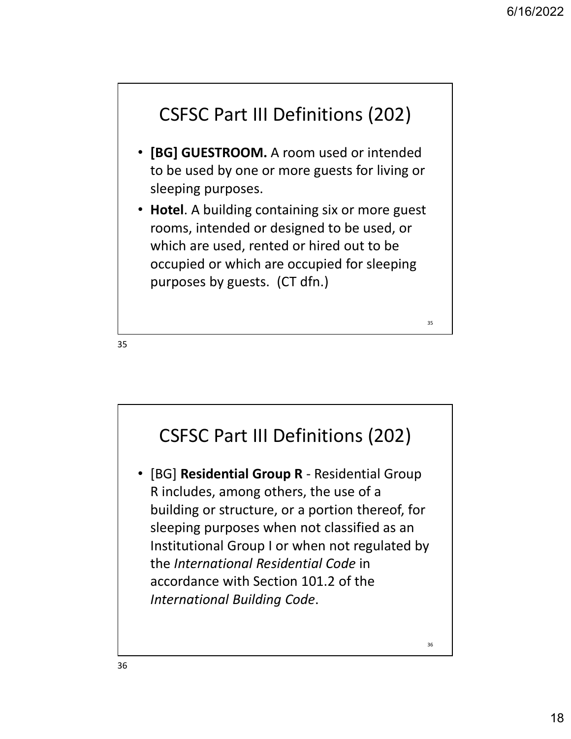## CSFSC Part III Definitions (202)

- **[BG] GUESTROOM.** A room used or intended to be used by one or more guests for living or sleeping purposes.
- **Hotel**. A building containing six or more guest rooms, intended or designed to be used, or which are used, rented or hired out to be occupied or which are occupied for sleeping purposes by guests. (CT dfn.)

## CSFSC Part III Definitions (202)

- [BG] **Residential Group R** - Residential Group R includes, among others, the use of a building or structure, or a portion thereof, for sleeping purposes when not classified as an Institutional Group I or when not regulated by the *International Residential Code* in accordance with Section 101.2 of the *International Building Code*.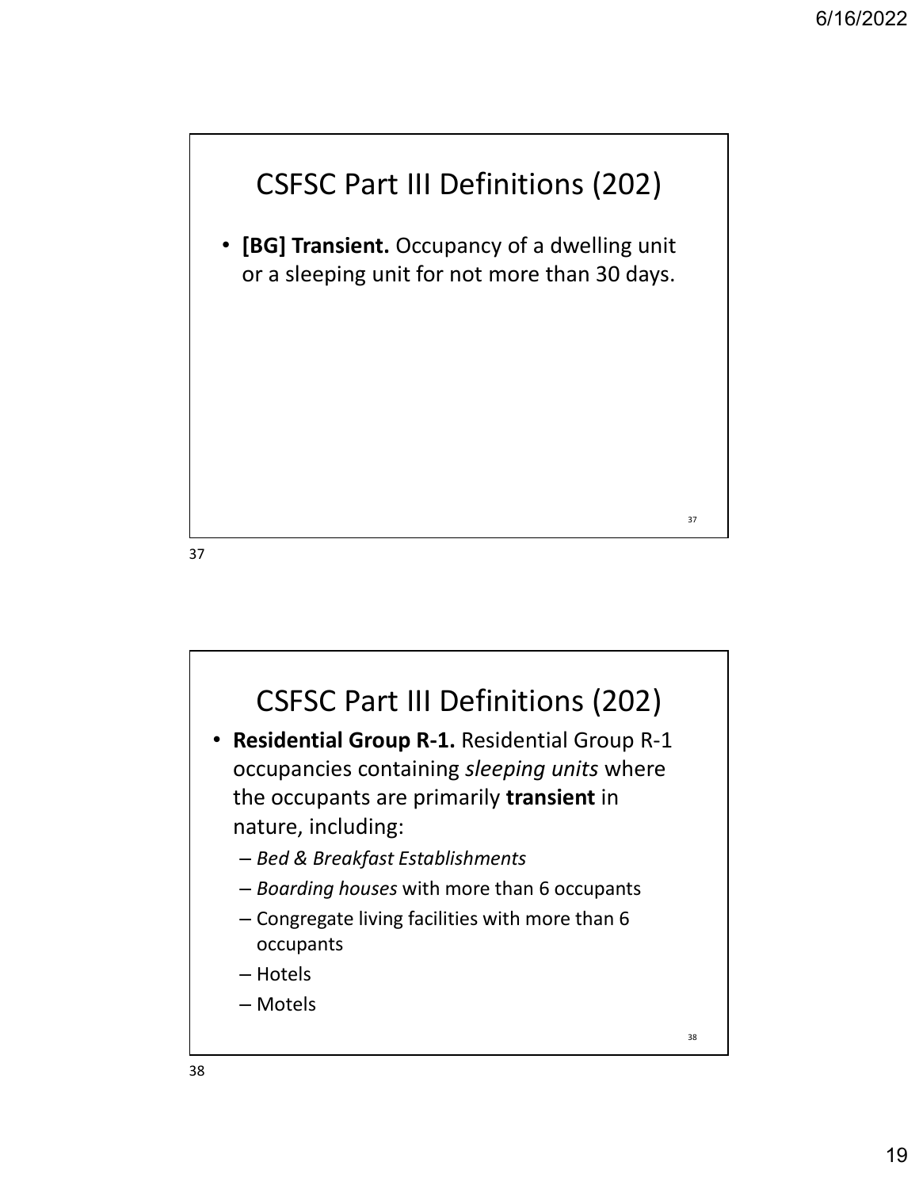## CSFSC Part III Definitions (202)

- **[BG] Transient.** Occupancy of a dwelling unit or a sleeping unit for not more than 30 days.

## CSFSC Part III Definitions (202)

- **Residential Group R-1.** Residential Group R-1 occupancies containing *sleeping units* where the occupants are primarily **transient** in nature, including:
  - *Bed & Breakfast Establishments*
  - *Boarding houses* with more than 6 occupants
  - Congregate living facilities with more than 6 occupants
  - Hotels
  - Motels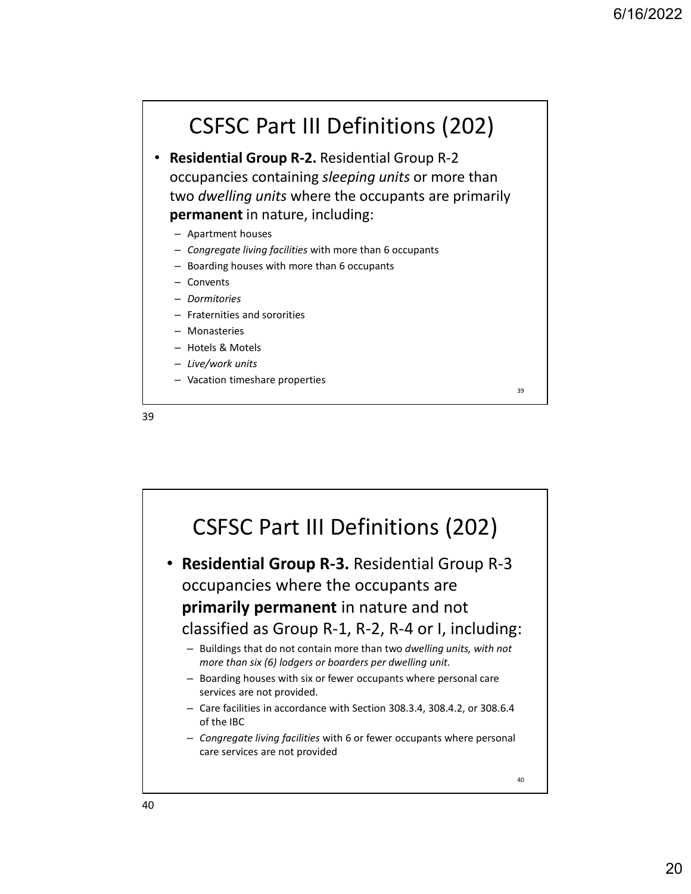## CSFSC Part III Definitions (202)

- **Residential Group R-2.** Residential Group R-2 occupancies containing *sleeping units* or more than two *dwelling units* where the occupants are primarily **permanent** in nature, including:
  - Apartment houses
  - *Congregate living facilities* with more than 6 occupants
  - Boarding houses with more than 6 occupants
  - Convents
  - *Dormitories*
  - Fraternities and sororities
  - Monasteries
  - Hotels & Motels
  - *Live/work units*
  - Vacation timeshare properties

## CSFSC Part III Definitions (202)

- **Residential Group R-3.** Residential Group R-3 occupancies where the occupants are **primarily permanent** in nature and not classified as Group R-1, R-2, R-4 or I, including:
  - Buildings that do not contain more than two *dwelling units, with not more than six (6) lodgers or boarders per dwelling unit.*
  - Boarding houses with six or fewer occupants where personal care services are not provided.
  - Care facilities in accordance with Section 308.3.4, 308.4.2, or 308.6.4 of the IBC
  - *Congregate living facilities* with 6 or fewer occupants where personal care services are not provided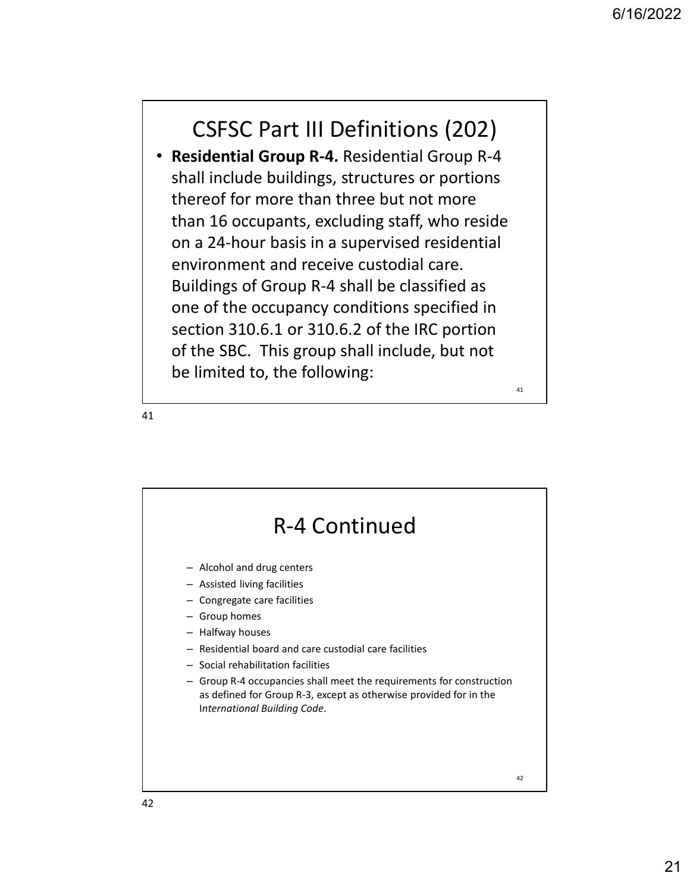## CSFSC Part III Definitions (202)

- **Residential Group R-4.** Residential Group R-4 shall include buildings, structures or portions thereof for more than three but not more than 16 occupants, excluding staff, who reside on a 24-hour basis in a supervised residential environment and receive custodial care. Buildings of Group R-4 shall be classified as one of the occupancy conditions specified in section 310.6.1 or 310.6.2 of the IRC portion of the SBC. This group shall include, but not be limited to, the following:

## R-4 Continued

- Alcohol and drug centers
- Assisted living facilities
- Congregate care facilities
- Group homes
- Halfway houses
- Residential board and care custodial care facilities
- Social rehabilitation facilities
- Group R-4 occupancies shall meet the requirements for construction as defined for Group R-3, except as otherwise provided for in the *International Building Code*.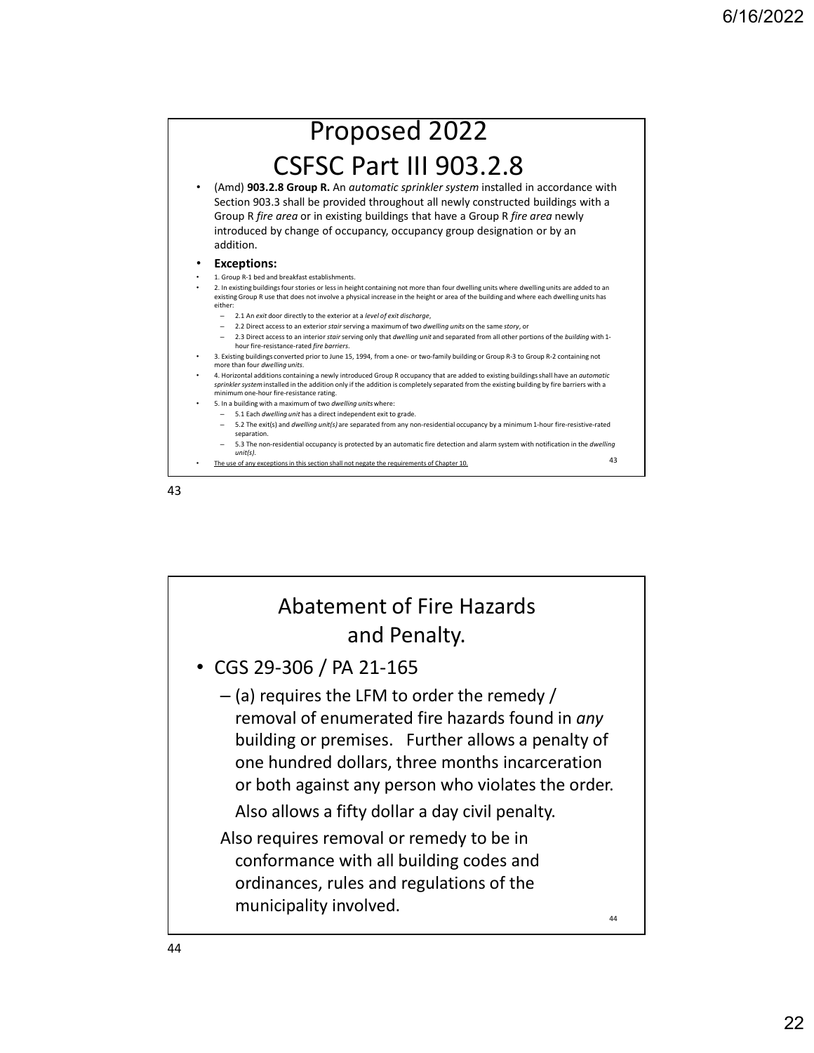# Proposed 2022 CSFSC Part III 903.2.8

- (Amd) **903.2.8 Group R.** An *automatic sprinkler system* installed in accordance with Section 903.3 shall be provided throughout all newly constructed buildings with a Group R *fire area* or in existing buildings that have a Group R *fire area* newly introduced by change of occupancy, occupancy group designation or by an addition.
- **Exceptions:**
- 1. Group R-1 bed and breakfast establishments.
- 2. In existing buildings four stories or less in height containing not more than four dwelling units where dwelling units are added to an existing Group R use that does not involve a physical increase in the height or area of the building and where each dwelling units has either:
  - 2.1 An *exit* door directly to the exterior at a *level of exit discharge*,
  - 2.2 Direct access to an exterior *stair* serving a maximum of two *dwelling units* on the same *story*, or
  - 2.3 Direct access to an interior *stair* serving only that *dwelling unit* and separated from all other portions of the *building* with 1-hour fire-resistance-rated *fire barriers*.
- 3. Existing buildings converted prior to June 15, 1994, from a one- or two-family building or Group R-3 to Group R-2 containing not more than four *dwelling units*.
- 4. Horizontal additions containing a newly introduced Group R occupancy that are added to existing buildings shall have an *automatic sprinkler system* installed in the addition only if the addition is completely separated from the existing building by fire barriers with a minimum one-hour fire-resistance rating.
- 5. In a building with a maximum of two *dwelling units* where:
  - 5.1 Each *dwelling unit* has a direct independent exit to grade.
  - 5.2 The exit(s) and *dwelling unit(s)* are separated from any non-residential occupancy by a minimum 1-hour fire-resistive-rated separation.
  - 5.3 The non-residential occupancy is protected by an automatic fire detection and alarm system with notification in the *dwelling unit(s)*.
- <u>The use of any exceptions in this section shall not negate the requirements of Chapter 10.</u>

# Abatement of Fire Hazards and Penalty.

- CGS 29-306 / PA 21-165
  - (a) requires the LFM to order the remedy / removal of enumerated fire hazards found in *any* building or premises. Further allows a penalty of one hundred dollars, three months incarceration or both against any person who violates the order.

    Also allows a fifty dollar a day civil penalty.

  Also requires removal or remedy to be in conformance with all building codes and ordinances, rules and regulations of the municipality involved.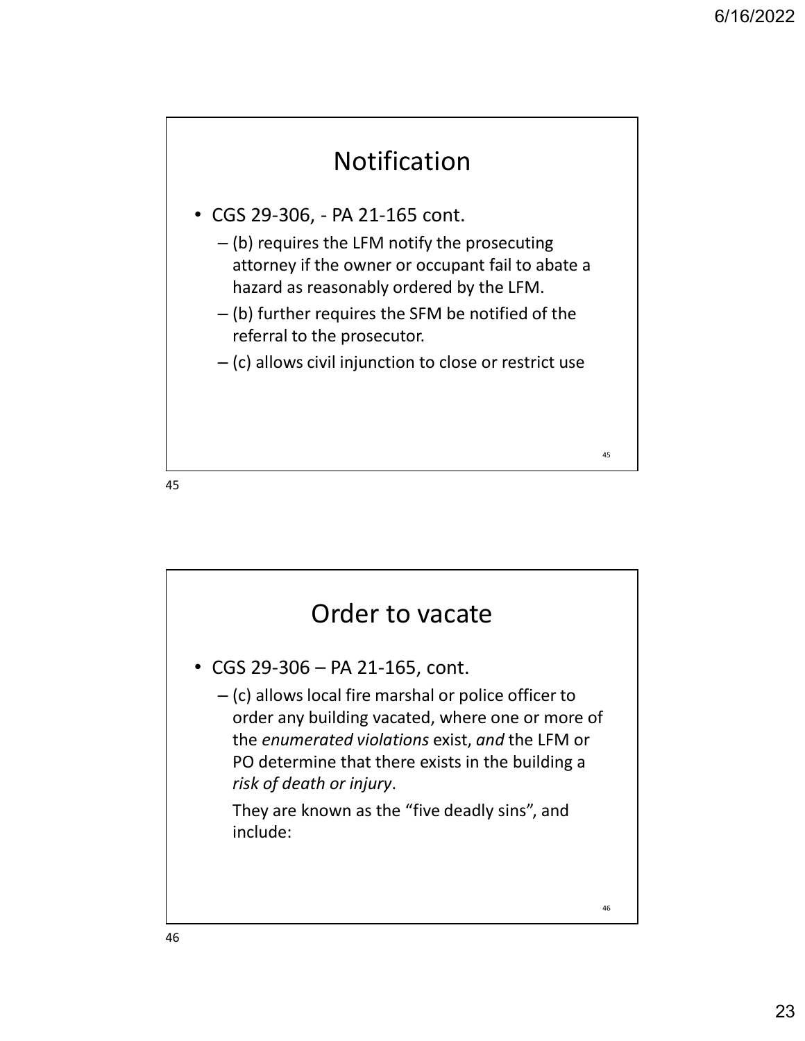## Notification

- CGS 29-306, - PA 21-165 cont.
  - (b) requires the LFM notify the prosecuting attorney if the owner or occupant fail to abate a hazard as reasonably ordered by the LFM.
  - (b) further requires the SFM be notified of the referral to the prosecutor.
  - (c) allows civil injunction to close or restrict use

## Order to vacate

- CGS 29-306 – PA 21-165, cont.
  - (c) allows local fire marshal or police officer to order any building vacated, where one or more of the *enumerated violations* exist, *and* the LFM or PO determine that there exists in the building a *risk of death or injury*.

    They are known as the "five deadly sins", and include: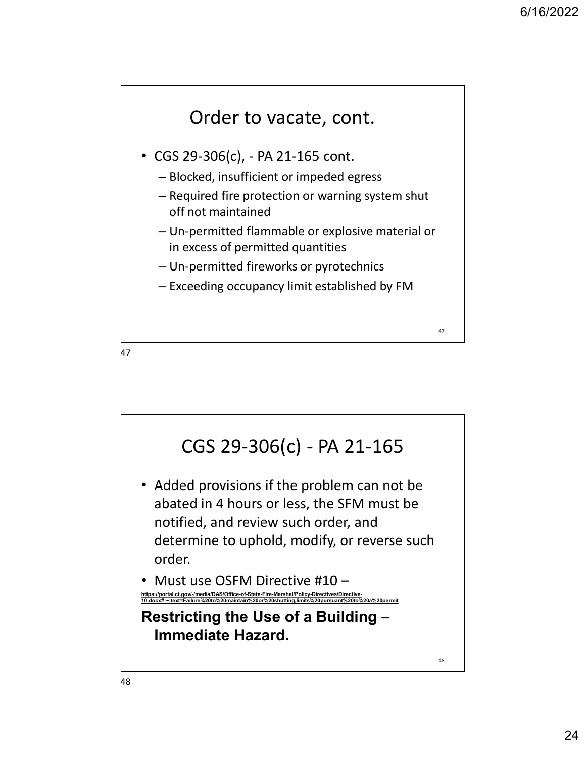## Order to vacate, cont.

- CGS 29-306(c), - PA 21-165 cont.
  - Blocked, insufficient or impeded egress
  - Required fire protection or warning system shut off not maintained
  - Un-permitted flammable or explosive material or in excess of permitted quantities
  - Un-permitted fireworks or pyrotechnics
  - Exceeding occupancy limit established by FM

## CGS 29-306(c) - PA 21-165

- Added provisions if the problem can not be abated in 4 hours or less, the SFM must be notified, and review such order, and determine to uphold, modify, or reverse such order.
- Must use OSFM Directive #10 –

https://portal.ct.gov/-/media/DAS/Office-of-State-Fire-Marshal/Policy-Directives/Directive-10.docx#:~:text=Failure%20to%20maintain%20or%20shutting,limits%20pursuant%20to%20a%20permit

**Restricting the Use of a Building – Immediate Hazard.**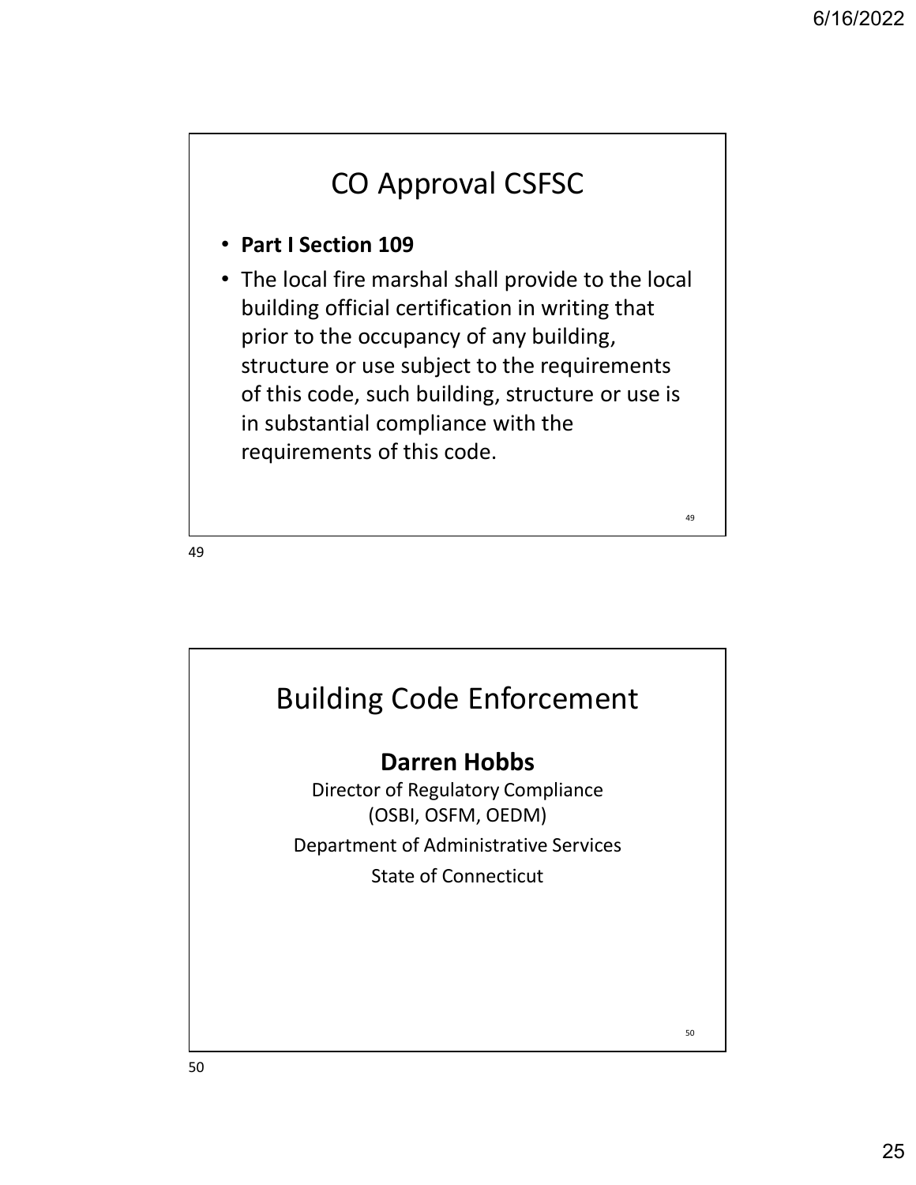## CO Approval CSFSC

- **Part I Section 109**
- The local fire marshal shall provide to the local building official certification in writing that prior to the occupancy of any building, structure or use subject to the requirements of this code, such building, structure or use is in substantial compliance with the requirements of this code.

## Building Code Enforcement

**Darren Hobbs**

Director of Regulatory Compliance
(OSBI, OSFM, OEDM)

Department of Administrative Services

State of Connecticut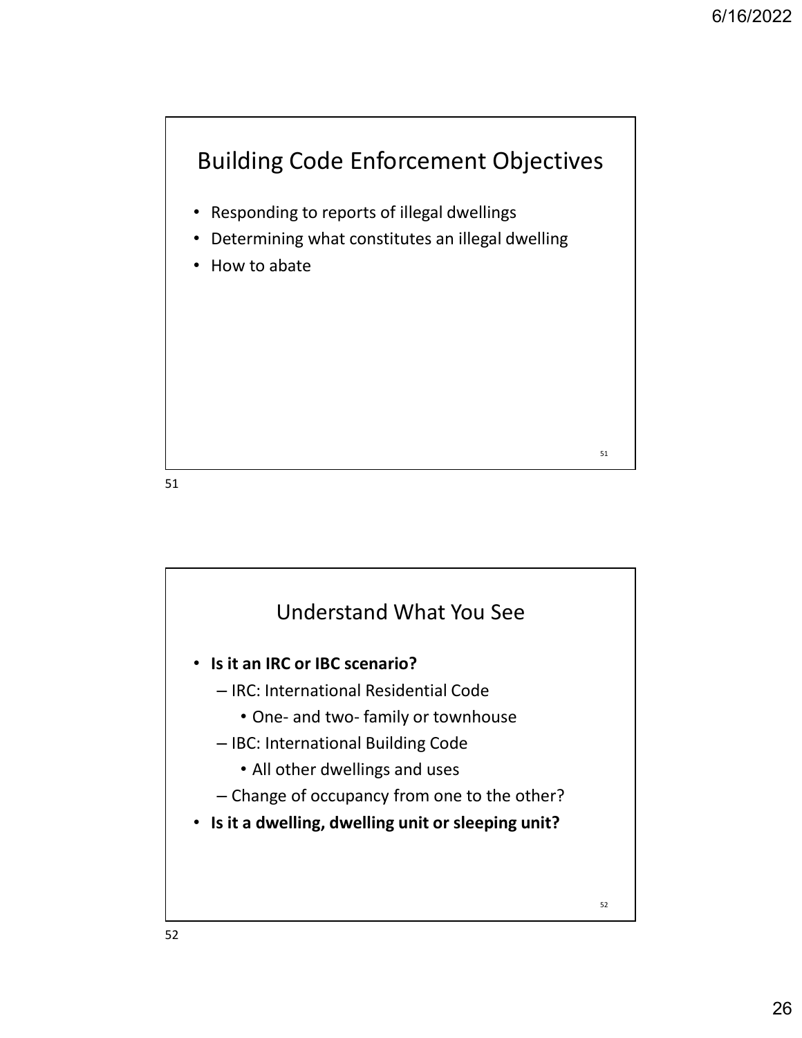## Building Code Enforcement Objectives

- Responding to reports of illegal dwellings
- Determining what constitutes an illegal dwelling
- How to abate

## Understand What You See

- **Is it an IRC or IBC scenario?**
  - IRC: International Residential Code
    - One- and two- family or townhouse
  - IBC: International Building Code
    - All other dwellings and uses
  - Change of occupancy from one to the other?
- **Is it a dwelling, dwelling unit or sleeping unit?**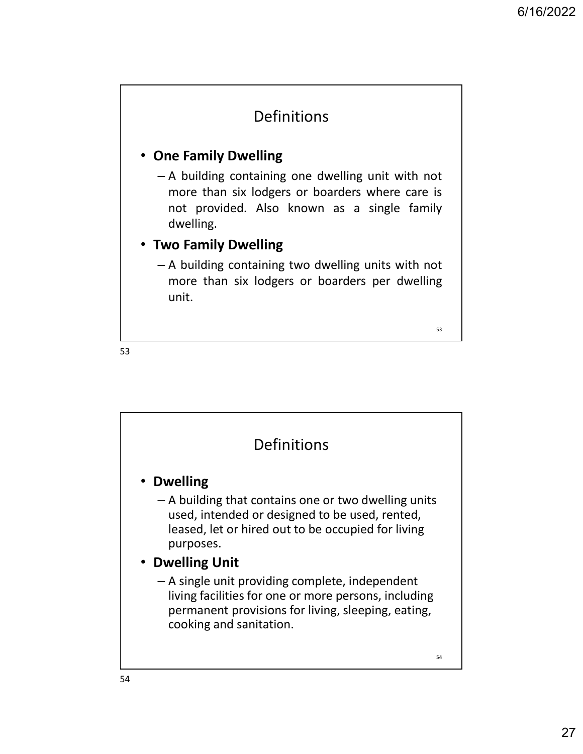## Definitions

- **One Family Dwelling**
  - A building containing one dwelling unit with not more than six lodgers or boarders where care is not provided. Also known as a single family dwelling.
- **Two Family Dwelling**
  - A building containing two dwelling units with not more than six lodgers or boarders per dwelling unit.

## Definitions

- **Dwelling**
  - A building that contains one or two dwelling units used, intended or designed to be used, rented, leased, let or hired out to be occupied for living purposes.
- **Dwelling Unit**
  - A single unit providing complete, independent living facilities for one or more persons, including permanent provisions for living, sleeping, eating, cooking and sanitation.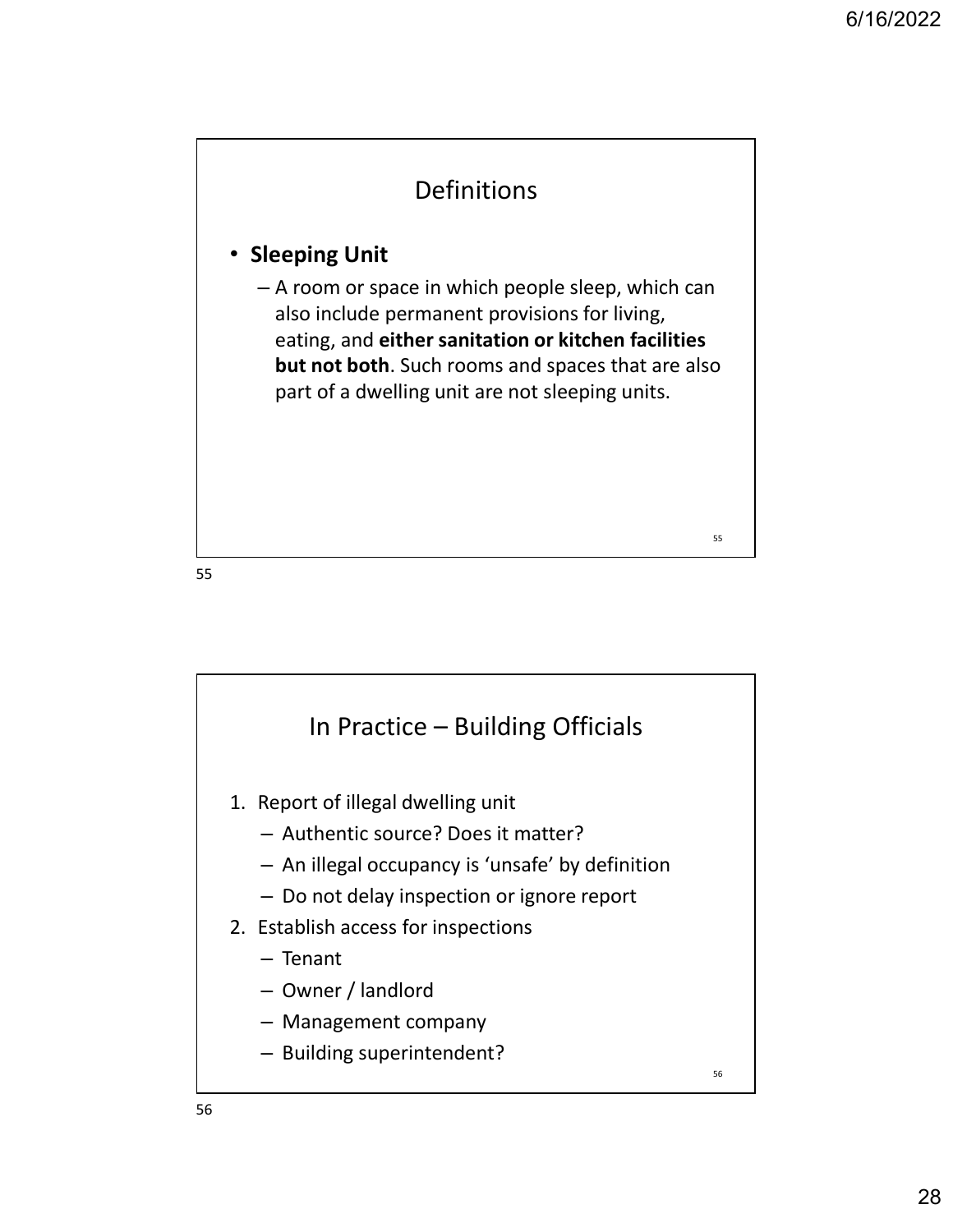## Definitions

- **Sleeping Unit**
  - A room or space in which people sleep, which can also include permanent provisions for living, eating, and **either sanitation or kitchen facilities but not both**. Such rooms and spaces that are also part of a dwelling unit are not sleeping units.

## In Practice – Building Officials

1. Report of illegal dwelling unit
   - Authentic source? Does it matter?
   - An illegal occupancy is 'unsafe' by definition
   - Do not delay inspection or ignore report
2. Establish access for inspections
   - Tenant
   - Owner / landlord
   - Management company
   - Building superintendent?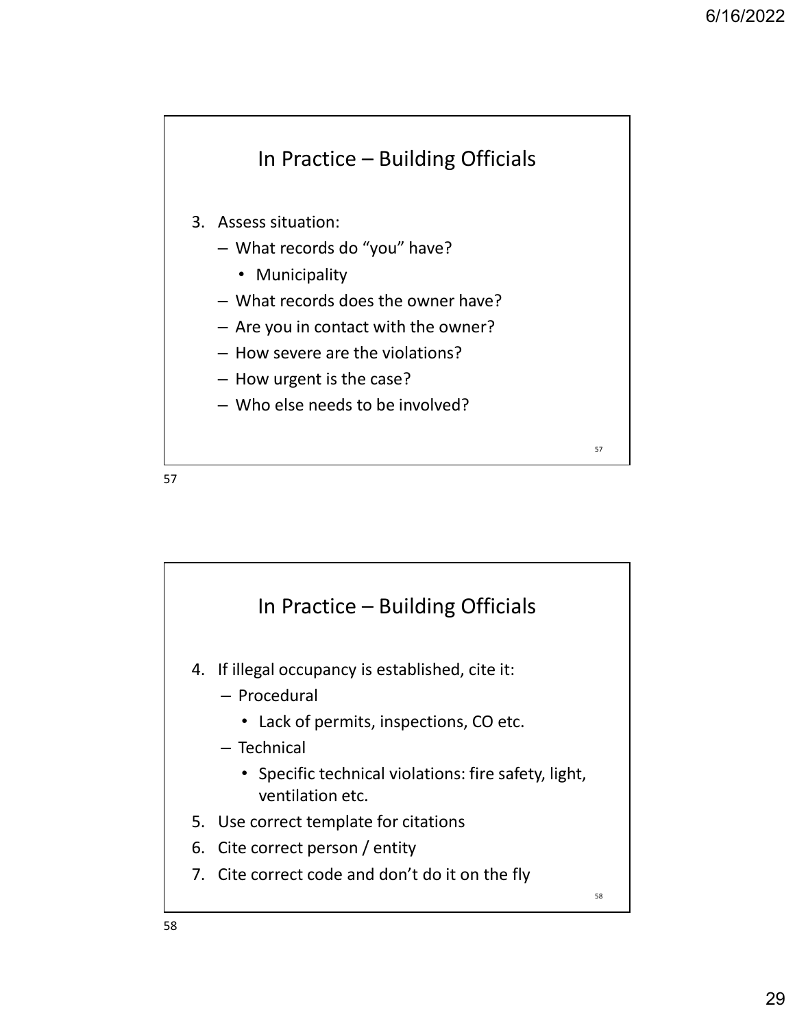## In Practice – Building Officials

3. Assess situation:
   - What records do "you" have?
     - Municipality
   - What records does the owner have?
   - Are you in contact with the owner?
   - How severe are the violations?
   - How urgent is the case?
   - Who else needs to be involved?

## In Practice – Building Officials

4. If illegal occupancy is established, cite it:
   - Procedural
     - Lack of permits, inspections, CO etc.
   - Technical
     - Specific technical violations: fire safety, light, ventilation etc.
5. Use correct template for citations
6. Cite correct person / entity
7. Cite correct code and don't do it on the fly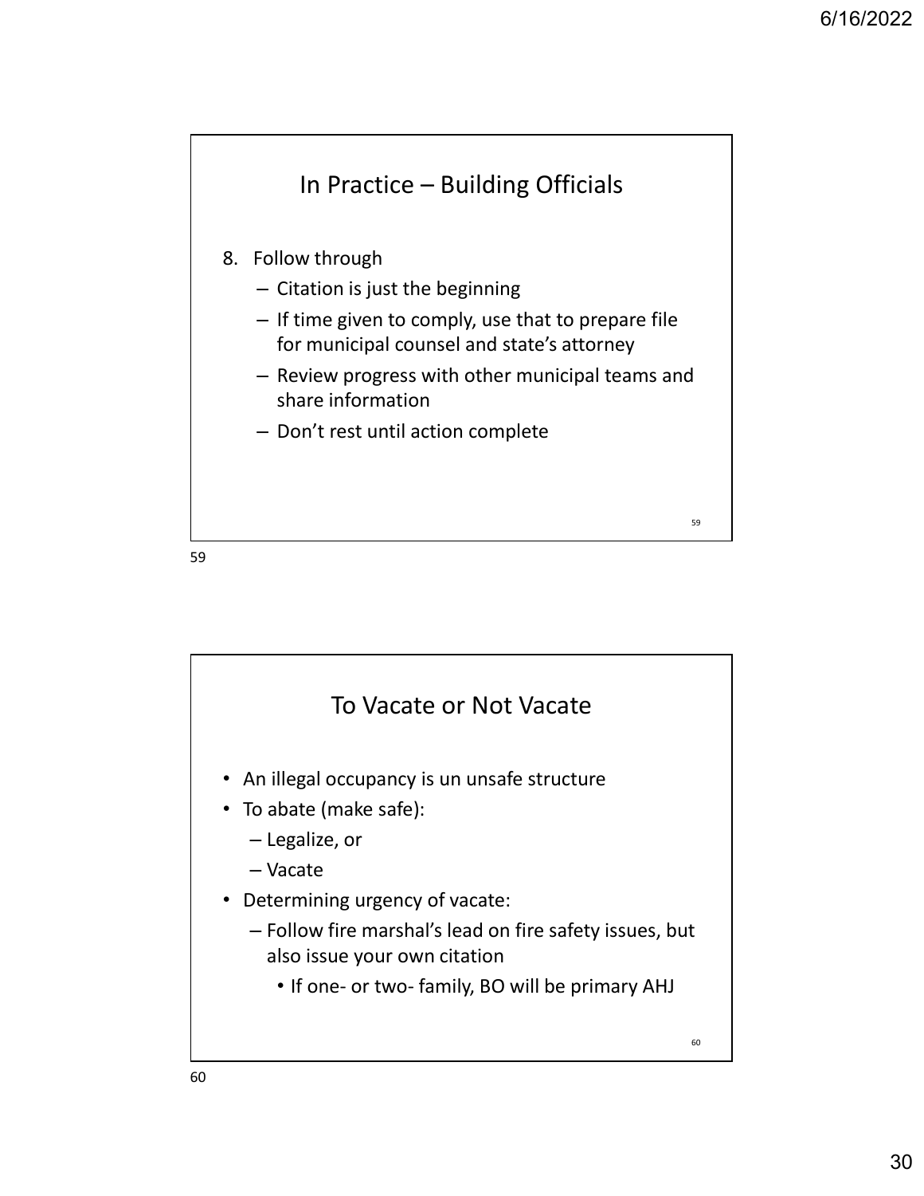## In Practice – Building Officials

8. Follow through
   - Citation is just the beginning
   - If time given to comply, use that to prepare file for municipal counsel and state's attorney
   - Review progress with other municipal teams and share information
   - Don't rest until action complete

## To Vacate or Not Vacate

- An illegal occupancy is un unsafe structure
- To abate (make safe):
  - Legalize, or
  - Vacate
- Determining urgency of vacate:
  - Follow fire marshal's lead on fire safety issues, but also issue your own citation
    - If one- or two- family, BO will be primary AHJ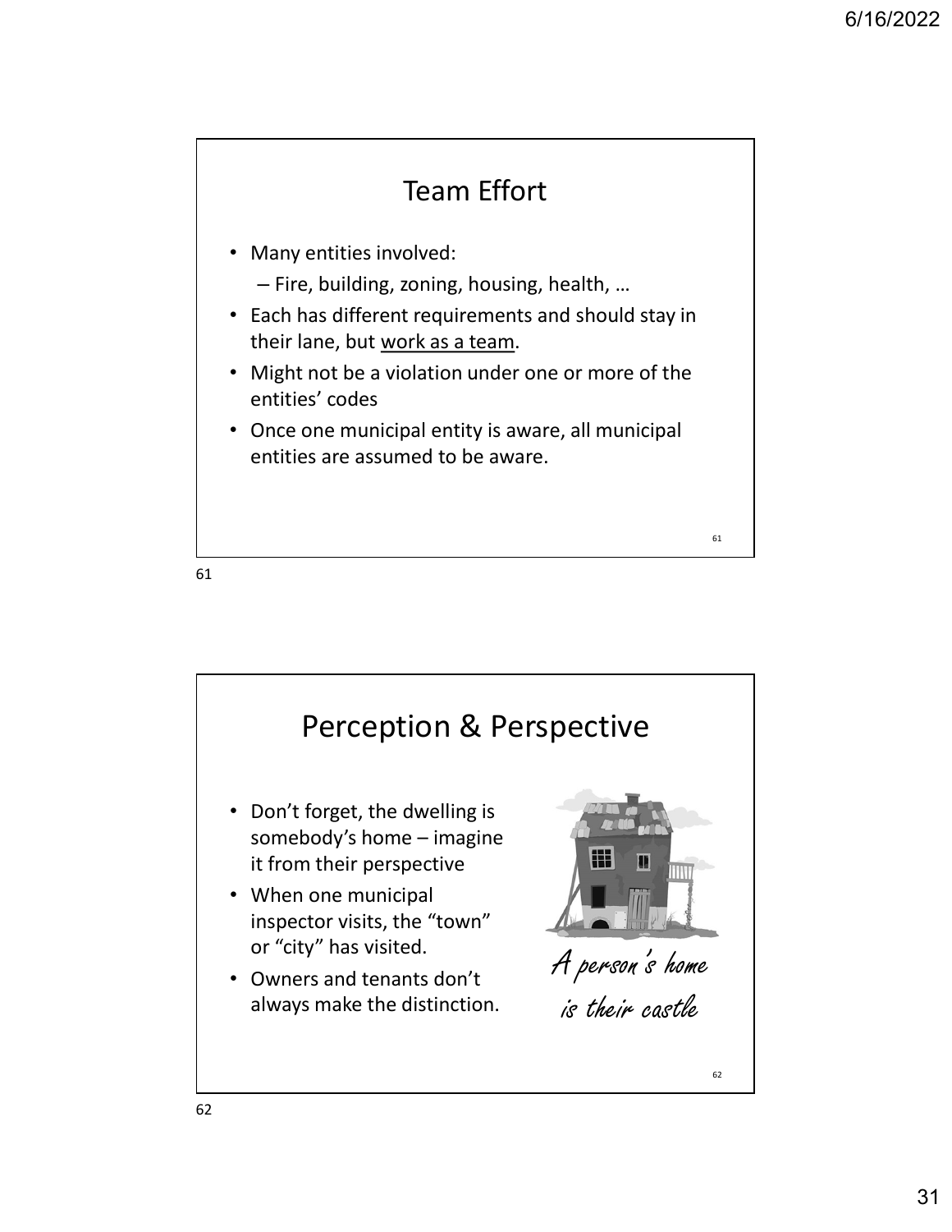## Team Effort

- Many entities involved:
  - Fire, building, zoning, housing, health, …
- Each has different requirements and should stay in their lane, but <u>work as a team</u>.
- Might not be a violation under one or more of the entities' codes
- Once one municipal entity is aware, all municipal entities are assumed to be aware.

## Perception & Perspective

- Don't forget, the dwelling is somebody's home – imagine it from their perspective
- When one municipal inspector visits, the "town" or "city" has visited.
- Owners and tenants don't always make the distinction.

*A person's home is their castle*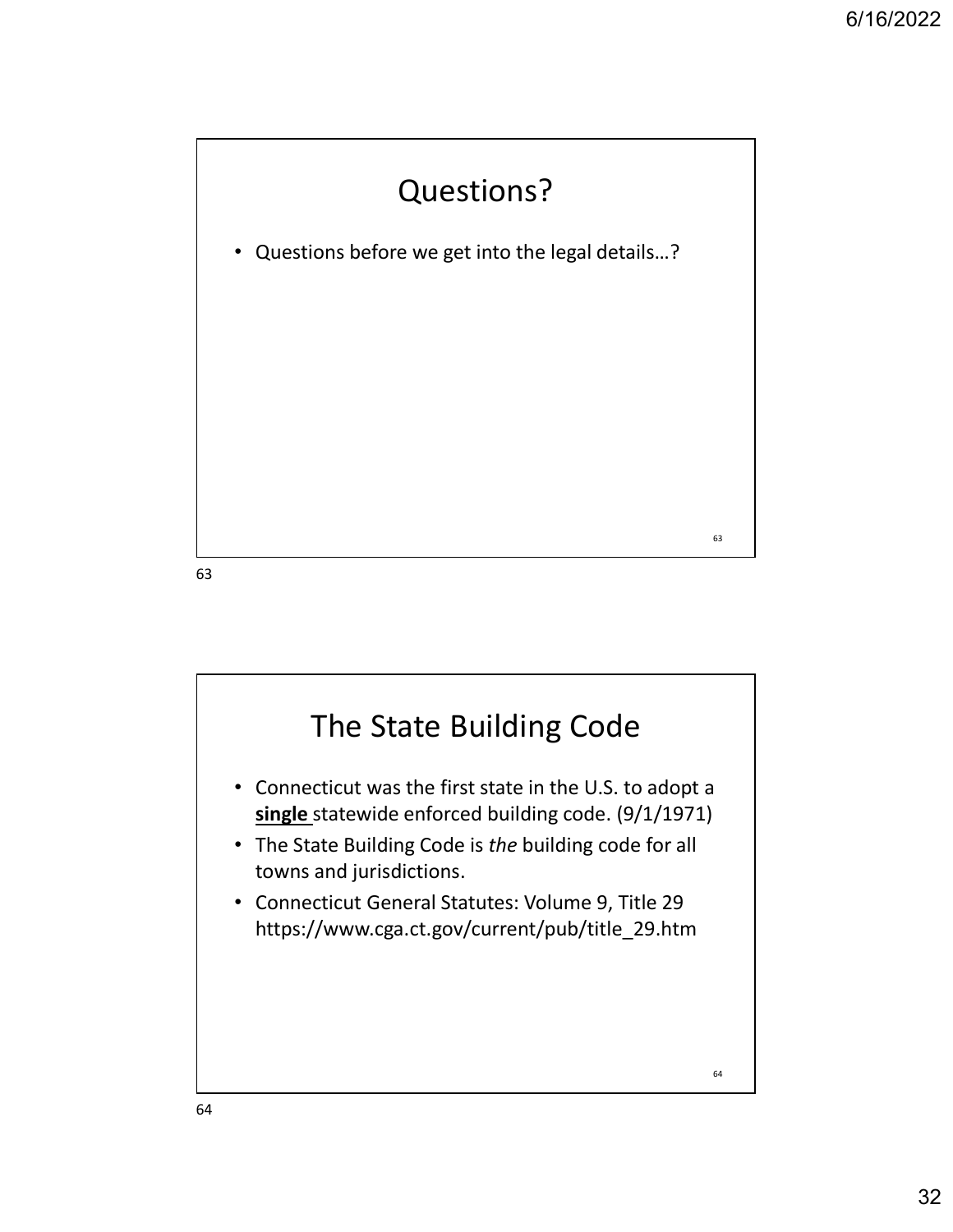## Questions?

- Questions before we get into the legal details…?

## The State Building Code

- Connecticut was the first state in the U.S. to adopt a **single** statewide enforced building code. (9/1/1971)
- The State Building Code is *the* building code for all towns and jurisdictions.
- Connecticut General Statutes: Volume 9, Title 29 https://www.cga.ct.gov/current/pub/title_29.htm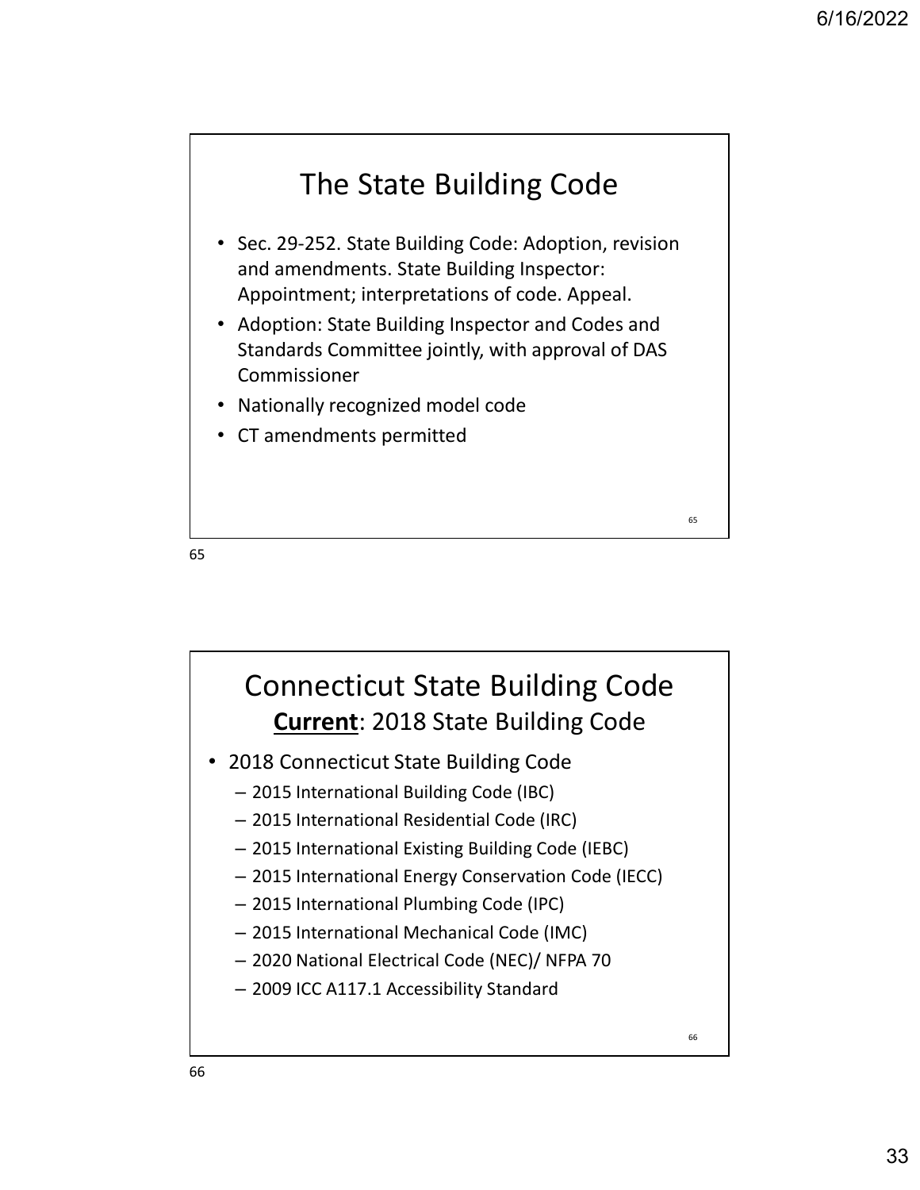## The State Building Code

- Sec. 29-252. State Building Code: Adoption, revision and amendments. State Building Inspector: Appointment; interpretations of code. Appeal.
- Adoption: State Building Inspector and Codes and Standards Committee jointly, with approval of DAS Commissioner
- Nationally recognized model code
- CT amendments permitted

## Connecticut State Building Code

### **Current**: 2018 State Building Code

- 2018 Connecticut State Building Code
  - 2015 International Building Code (IBC)
  - 2015 International Residential Code (IRC)
  - 2015 International Existing Building Code (IEBC)
  - 2015 International Energy Conservation Code (IECC)
  - 2015 International Plumbing Code (IPC)
  - 2015 International Mechanical Code (IMC)
  - 2020 National Electrical Code (NEC)/ NFPA 70
  - 2009 ICC A117.1 Accessibility Standard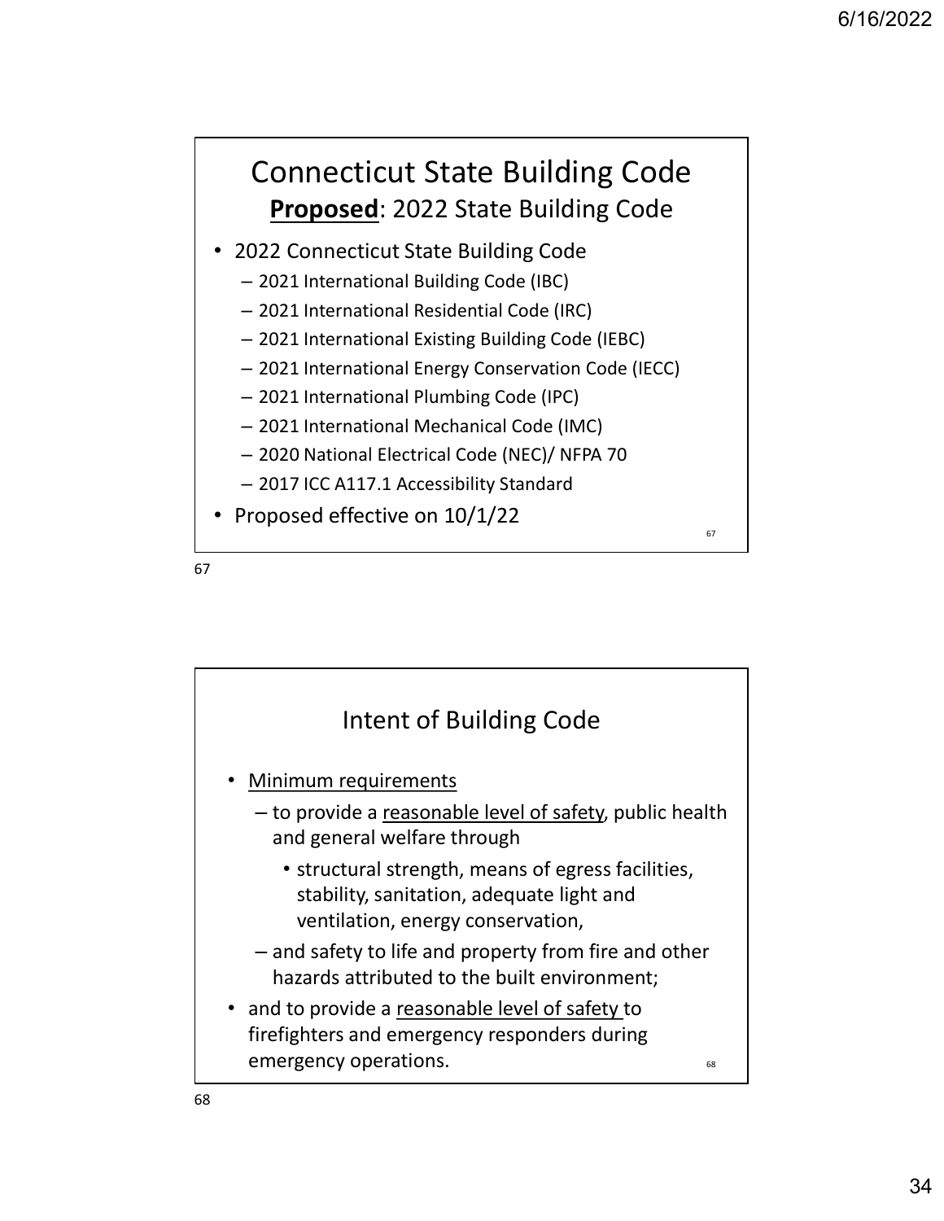# Connecticut State Building Code

## **Proposed**: 2022 State Building Code

- 2022 Connecticut State Building Code
  - 2021 International Building Code (IBC)
  - 2021 International Residential Code (IRC)
  - 2021 International Existing Building Code (IEBC)
  - 2021 International Energy Conservation Code (IECC)
  - 2021 International Plumbing Code (IPC)
  - 2021 International Mechanical Code (IMC)
  - 2020 National Electrical Code (NEC)/ NFPA 70
  - 2017 ICC A117.1 Accessibility Standard
- Proposed effective on 10/1/22

# Intent of Building Code

- Minimum requirements
  - to provide a reasonable level of safety, public health and general welfare through
    - structural strength, means of egress facilities, stability, sanitation, adequate light and ventilation, energy conservation,
  - and safety to life and property from fire and other hazards attributed to the built environment;
- and to provide a reasonable level of safety to firefighters and emergency responders during emergency operations.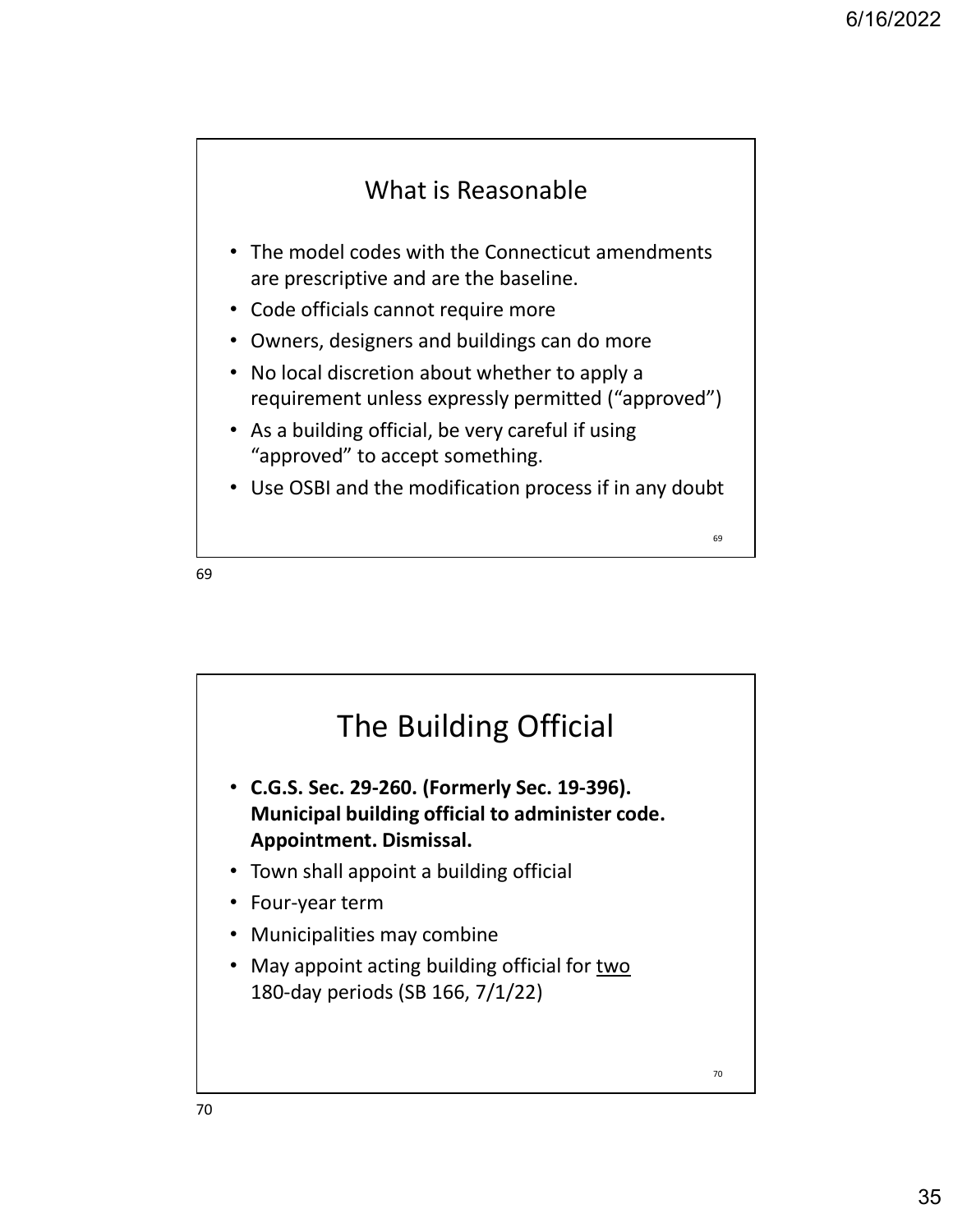## What is Reasonable

- The model codes with the Connecticut amendments are prescriptive and are the baseline.
- Code officials cannot require more
- Owners, designers and buildings can do more
- No local discretion about whether to apply a requirement unless expressly permitted ("approved")
- As a building official, be very careful if using "approved" to accept something.
- Use OSBI and the modification process if in any doubt

## The Building Official

- **C.G.S. Sec. 29-260. (Formerly Sec. 19-396). Municipal building official to administer code. Appointment. Dismissal.**
- Town shall appoint a building official
- Four-year term
- Municipalities may combine
- May appoint acting building official for <u>two</u> 180-day periods (SB 166, 7/1/22)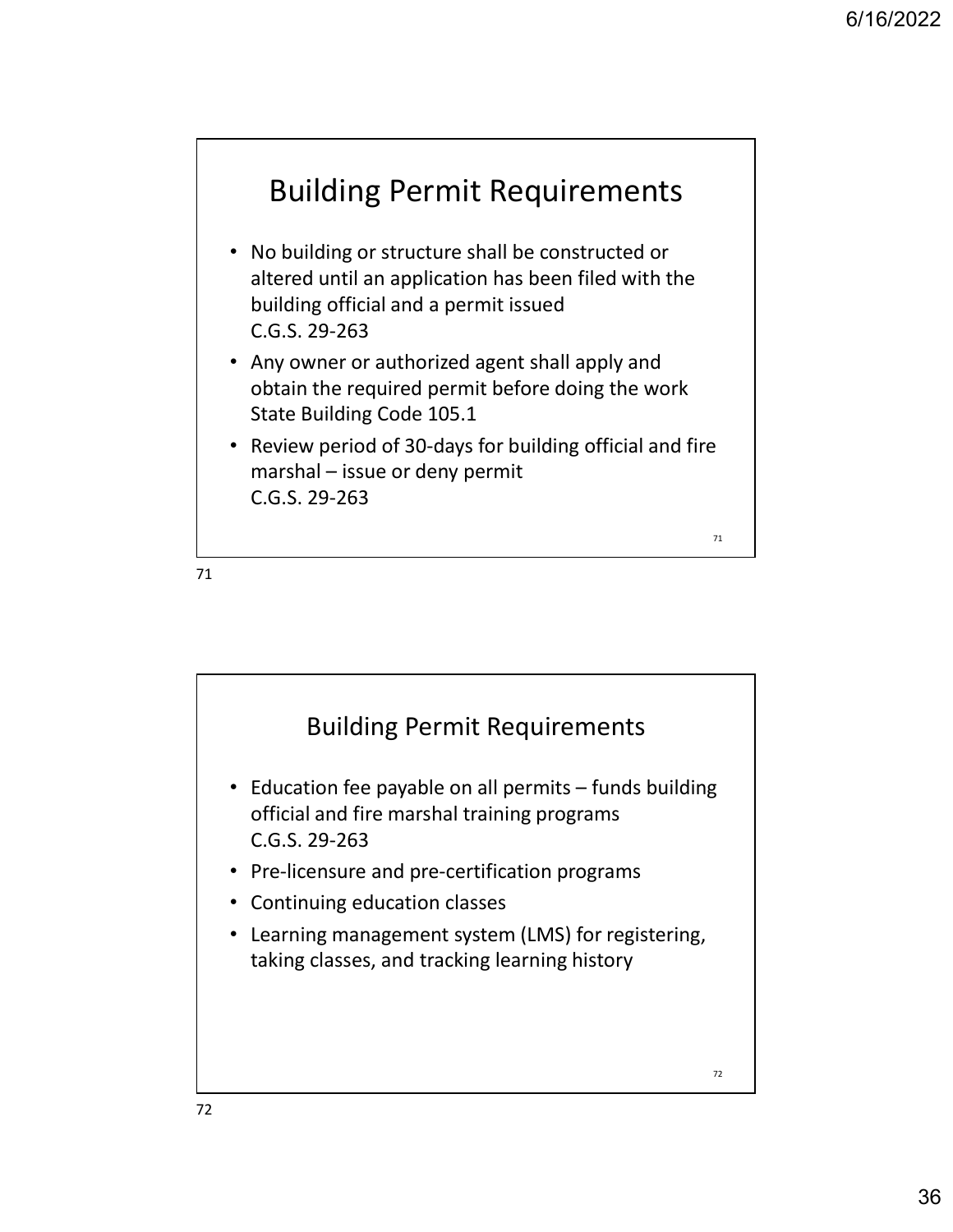## Building Permit Requirements

- No building or structure shall be constructed or altered until an application has been filed with the building official and a permit issued
  C.G.S. 29-263
- Any owner or authorized agent shall apply and obtain the required permit before doing the work
  State Building Code 105.1
- Review period of 30-days for building official and fire marshal – issue or deny permit
  C.G.S. 29-263

## Building Permit Requirements

- Education fee payable on all permits – funds building official and fire marshal training programs
  C.G.S. 29-263
- Pre-licensure and pre-certification programs
- Continuing education classes
- Learning management system (LMS) for registering, taking classes, and tracking learning history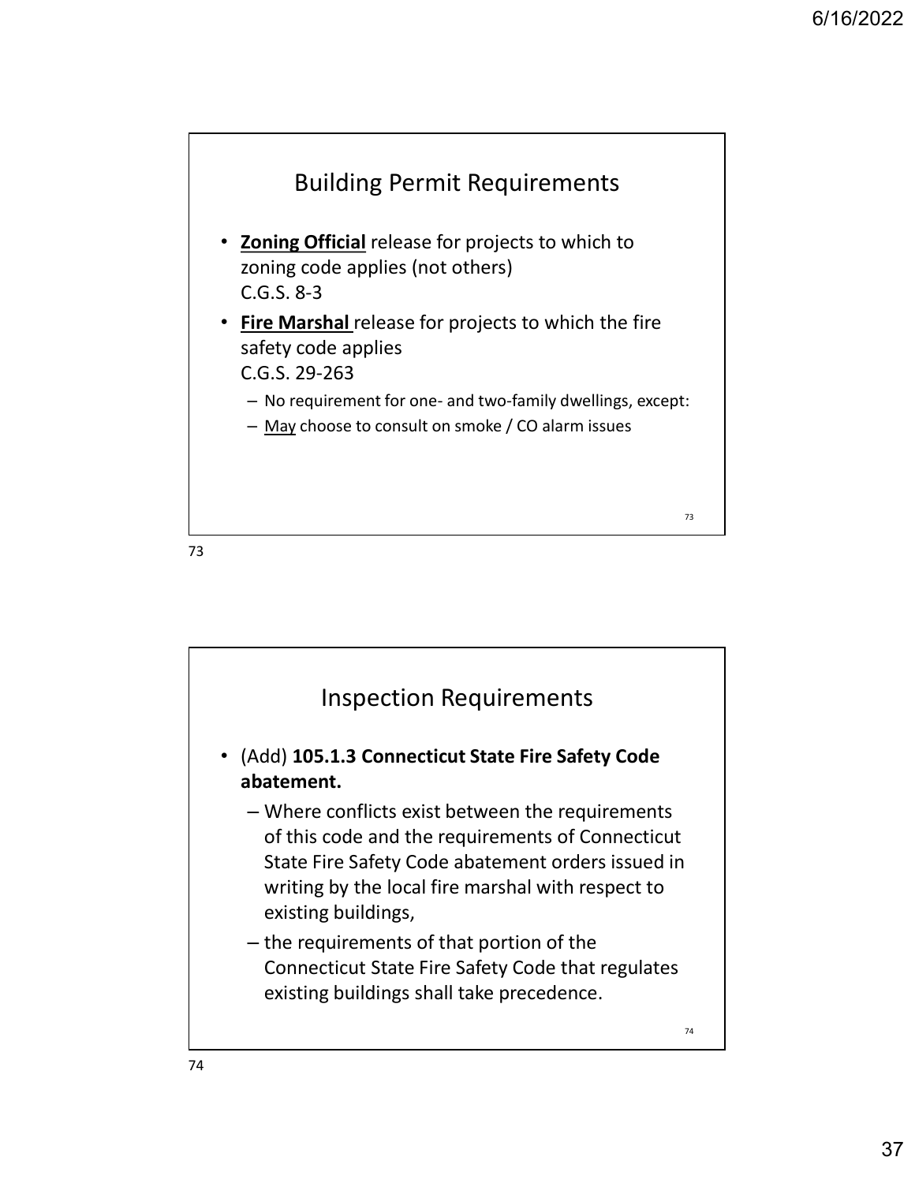## Building Permit Requirements

- **Zoning Official** release for projects to which to zoning code applies (not others)
  C.G.S. 8-3
- **Fire Marshal** release for projects to which the fire safety code applies
  C.G.S. 29-263
  - No requirement for one- and two-family dwellings, except:
  - May choose to consult on smoke / CO alarm issues

## Inspection Requirements

- (Add) **105.1.3 Connecticut State Fire Safety Code abatement.**
  - Where conflicts exist between the requirements of this code and the requirements of Connecticut State Fire Safety Code abatement orders issued in writing by the local fire marshal with respect to existing buildings,
  - the requirements of that portion of the Connecticut State Fire Safety Code that regulates existing buildings shall take precedence.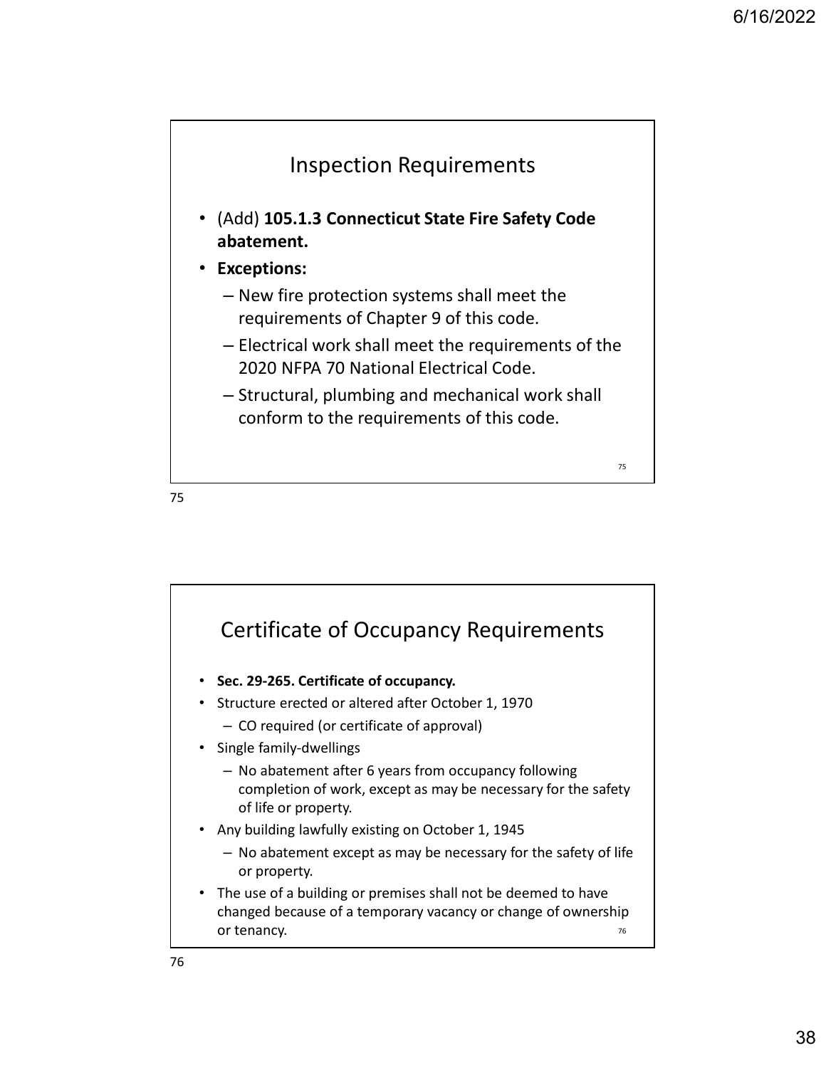## Inspection Requirements

- (Add) **105.1.3 Connecticut State Fire Safety Code abatement.**
- **Exceptions:**
  - New fire protection systems shall meet the requirements of Chapter 9 of this code.
  - Electrical work shall meet the requirements of the 2020 NFPA 70 National Electrical Code.
  - Structural, plumbing and mechanical work shall conform to the requirements of this code.

## Certificate of Occupancy Requirements

- **Sec. 29-265. Certificate of occupancy.**
- Structure erected or altered after October 1, 1970
  - CO required (or certificate of approval)
- Single family-dwellings
  - No abatement after 6 years from occupancy following completion of work, except as may be necessary for the safety of life or property.
- Any building lawfully existing on October 1, 1945
  - No abatement except as may be necessary for the safety of life or property.
- The use of a building or premises shall not be deemed to have changed because of a temporary vacancy or change of ownership or tenancy.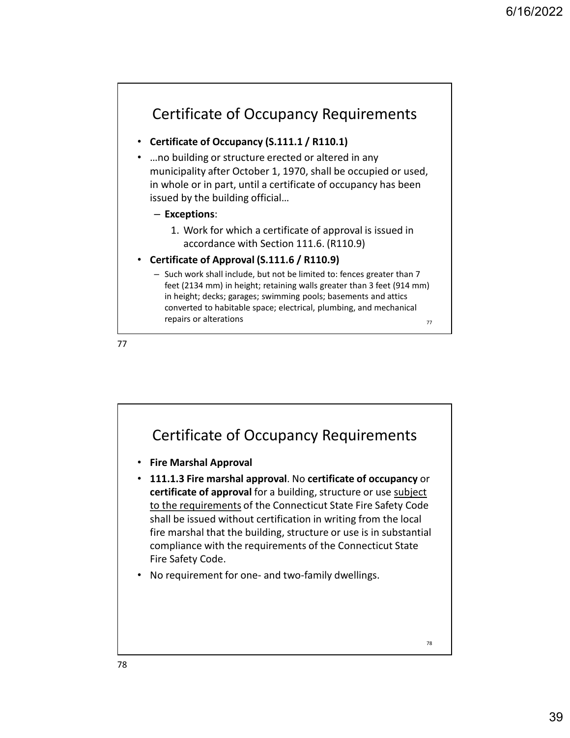## Certificate of Occupancy Requirements

- **Certificate of Occupancy (S.111.1 / R110.1)**
- …no building or structure erected or altered in any municipality after October 1, 1970, shall be occupied or used, in whole or in part, until a certificate of occupancy has been issued by the building official…
  - **Exceptions**:
    1. Work for which a certificate of approval is issued in accordance with Section 111.6. (R110.9)
- **Certificate of Approval (S.111.6 / R110.9)**
  - Such work shall include, but not be limited to: fences greater than 7 feet (2134 mm) in height; retaining walls greater than 3 feet (914 mm) in height; decks; garages; swimming pools; basements and attics converted to habitable space; electrical, plumbing, and mechanical repairs or alterations

## Certificate of Occupancy Requirements

- **Fire Marshal Approval**
- **111.1.3 Fire marshal approval**. No **certificate of occupancy** or **certificate of approval** for a building, structure or use <u>subject to the requirements</u> of the Connecticut State Fire Safety Code shall be issued without certification in writing from the local fire marshal that the building, structure or use is in substantial compliance with the requirements of the Connecticut State Fire Safety Code.
- No requirement for one- and two-family dwellings.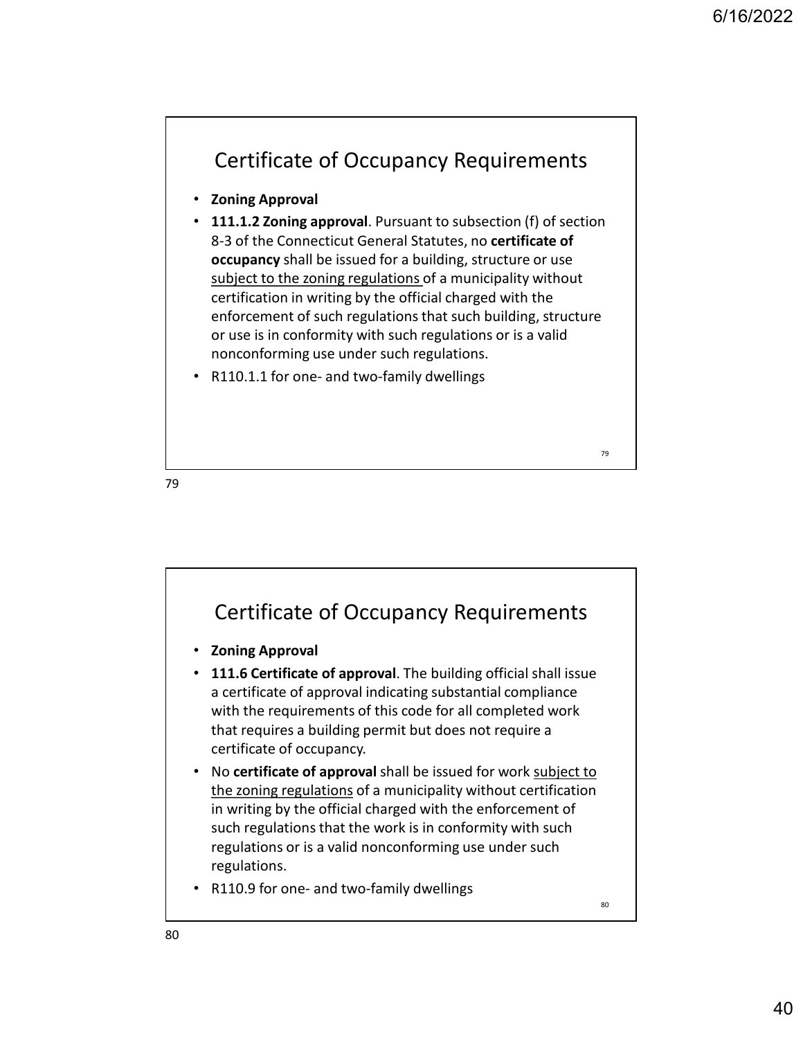## Certificate of Occupancy Requirements

- **Zoning Approval**
- **111.1.2 Zoning approval**. Pursuant to subsection (f) of section 8-3 of the Connecticut General Statutes, no **certificate of occupancy** shall be issued for a building, structure or use <u>subject to the zoning regulations</u> of a municipality without certification in writing by the official charged with the enforcement of such regulations that such building, structure or use is in conformity with such regulations or is a valid nonconforming use under such regulations.
- R110.1.1 for one- and two-family dwellings

## Certificate of Occupancy Requirements

- **Zoning Approval**
- **111.6 Certificate of approval**. The building official shall issue a certificate of approval indicating substantial compliance with the requirements of this code for all completed work that requires a building permit but does not require a certificate of occupancy.
- No **certificate of approval** shall be issued for work <u>subject to the zoning regulations</u> of a municipality without certification in writing by the official charged with the enforcement of such regulations that the work is in conformity with such regulations or is a valid nonconforming use under such regulations.
- R110.9 for one- and two-family dwellings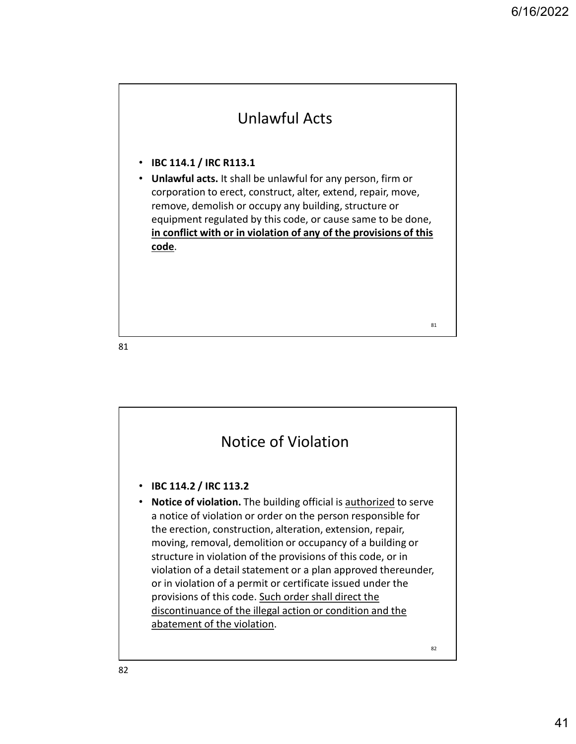## Unlawful Acts

- **IBC 114.1 / IRC R113.1**
- **Unlawful acts.** It shall be unlawful for any person, firm or corporation to erect, construct, alter, extend, repair, move, remove, demolish or occupy any building, structure or equipment regulated by this code, or cause same to be done, **in conflict with or in violation of any of the provisions of this code**.

## Notice of Violation

- **IBC 114.2 / IRC 113.2**
- **Notice of violation.** The building official is authorized to serve a notice of violation or order on the person responsible for the erection, construction, alteration, extension, repair, moving, removal, demolition or occupancy of a building or structure in violation of the provisions of this code, or in violation of a detail statement or a plan approved thereunder, or in violation of a permit or certificate issued under the provisions of this code. Such order shall direct the discontinuance of the illegal action or condition and the abatement of the violation.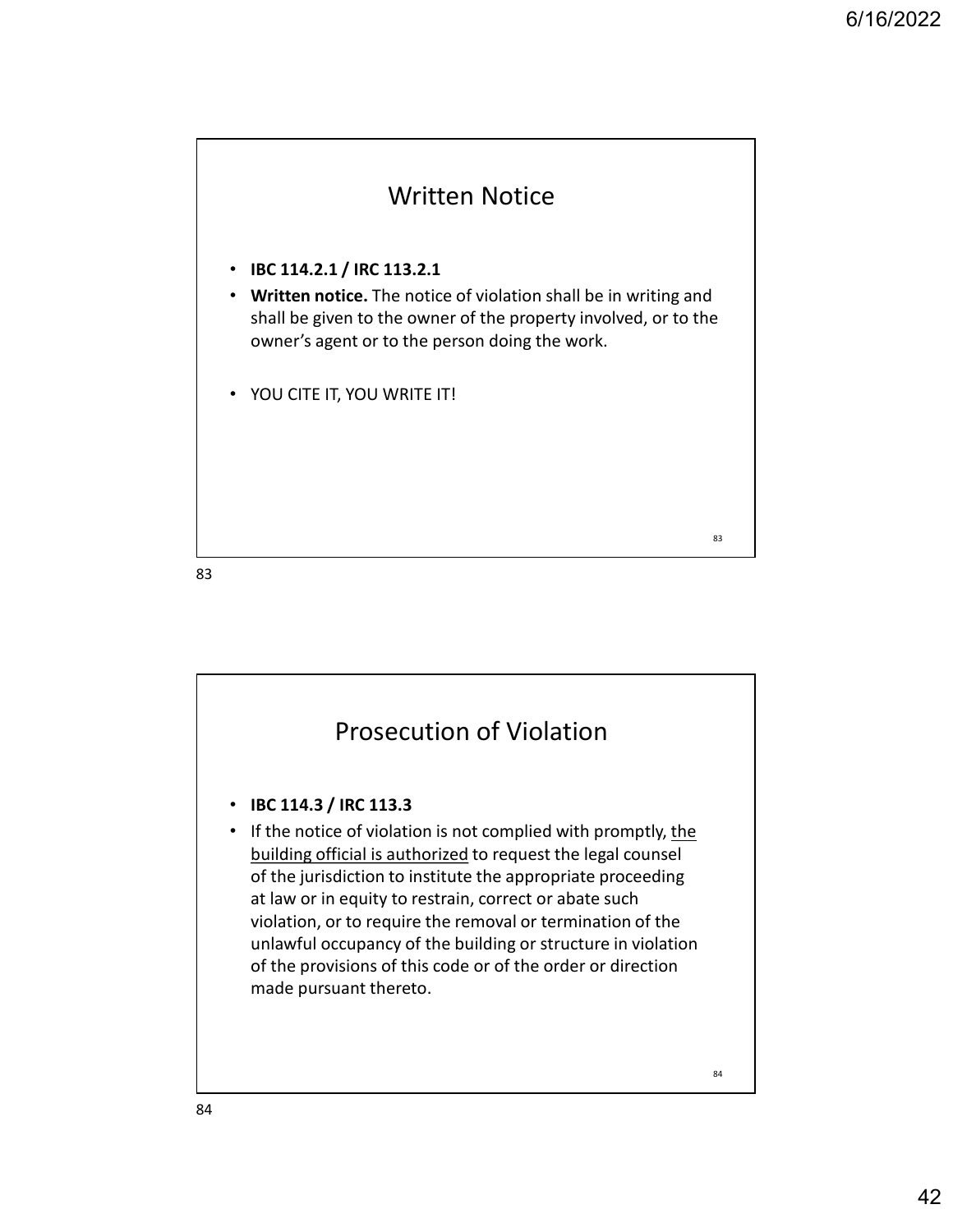## Written Notice

- **IBC 114.2.1 / IRC 113.2.1**
- **Written notice.** The notice of violation shall be in writing and shall be given to the owner of the property involved, or to the owner's agent or to the person doing the work.
- YOU CITE IT, YOU WRITE IT!

## Prosecution of Violation

- **IBC 114.3 / IRC 113.3**
- If the notice of violation is not complied with promptly, <u>the building official is authorized</u> to request the legal counsel of the jurisdiction to institute the appropriate proceeding at law or in equity to restrain, correct or abate such violation, or to require the removal or termination of the unlawful occupancy of the building or structure in violation of the provisions of this code or of the order or direction made pursuant thereto.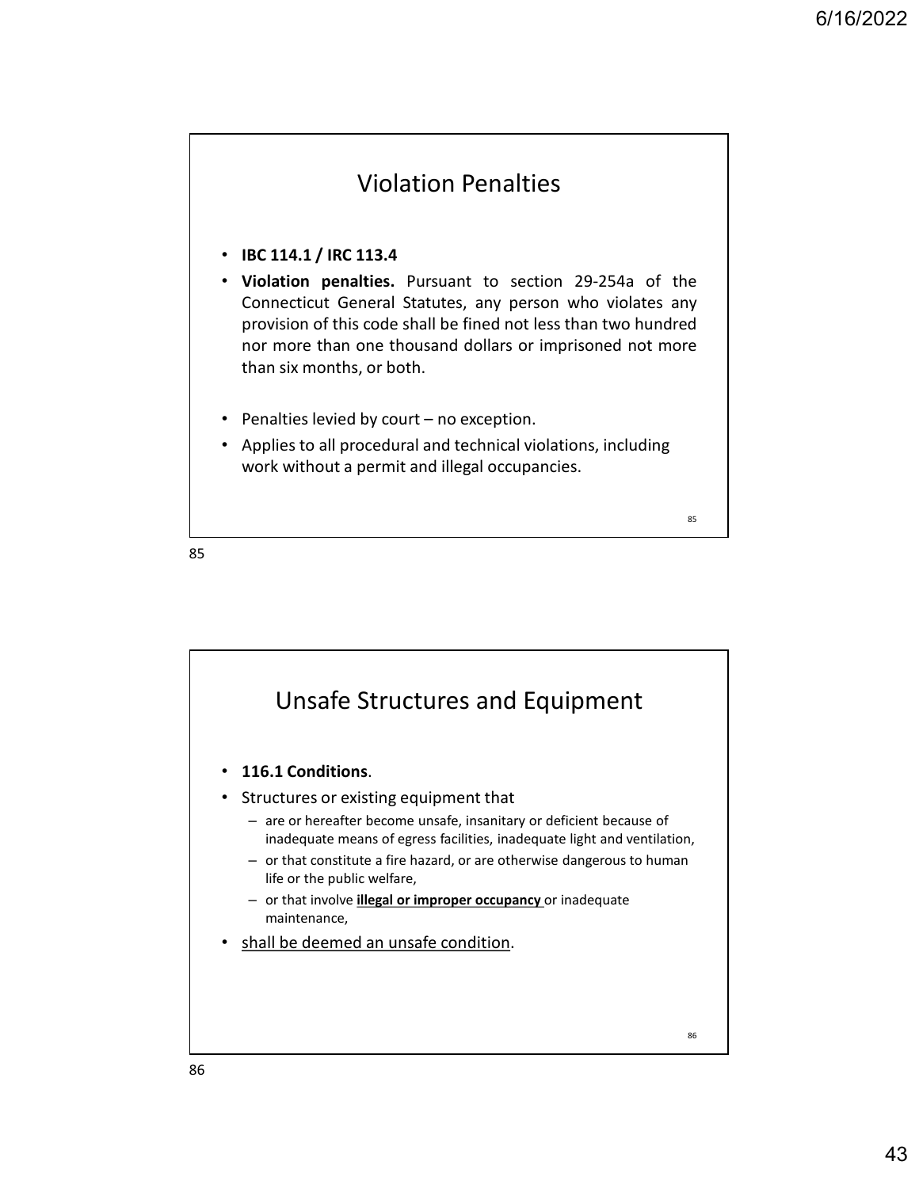## Violation Penalties

- **IBC 114.1 / IRC 113.4**
- **Violation penalties.** Pursuant to section 29-254a of the Connecticut General Statutes, any person who violates any provision of this code shall be fined not less than two hundred nor more than one thousand dollars or imprisoned not more than six months, or both.
- Penalties levied by court – no exception.
- Applies to all procedural and technical violations, including work without a permit and illegal occupancies.

## Unsafe Structures and Equipment

- **116.1 Conditions**.
- Structures or existing equipment that
  - are or hereafter become unsafe, insanitary or deficient because of inadequate means of egress facilities, inadequate light and ventilation,
  - or that constitute a fire hazard, or are otherwise dangerous to human life or the public welfare,
  - or that involve **<u>illegal or improper occupancy</u>** or inadequate maintenance,
- <u>shall be deemed an unsafe condition</u>.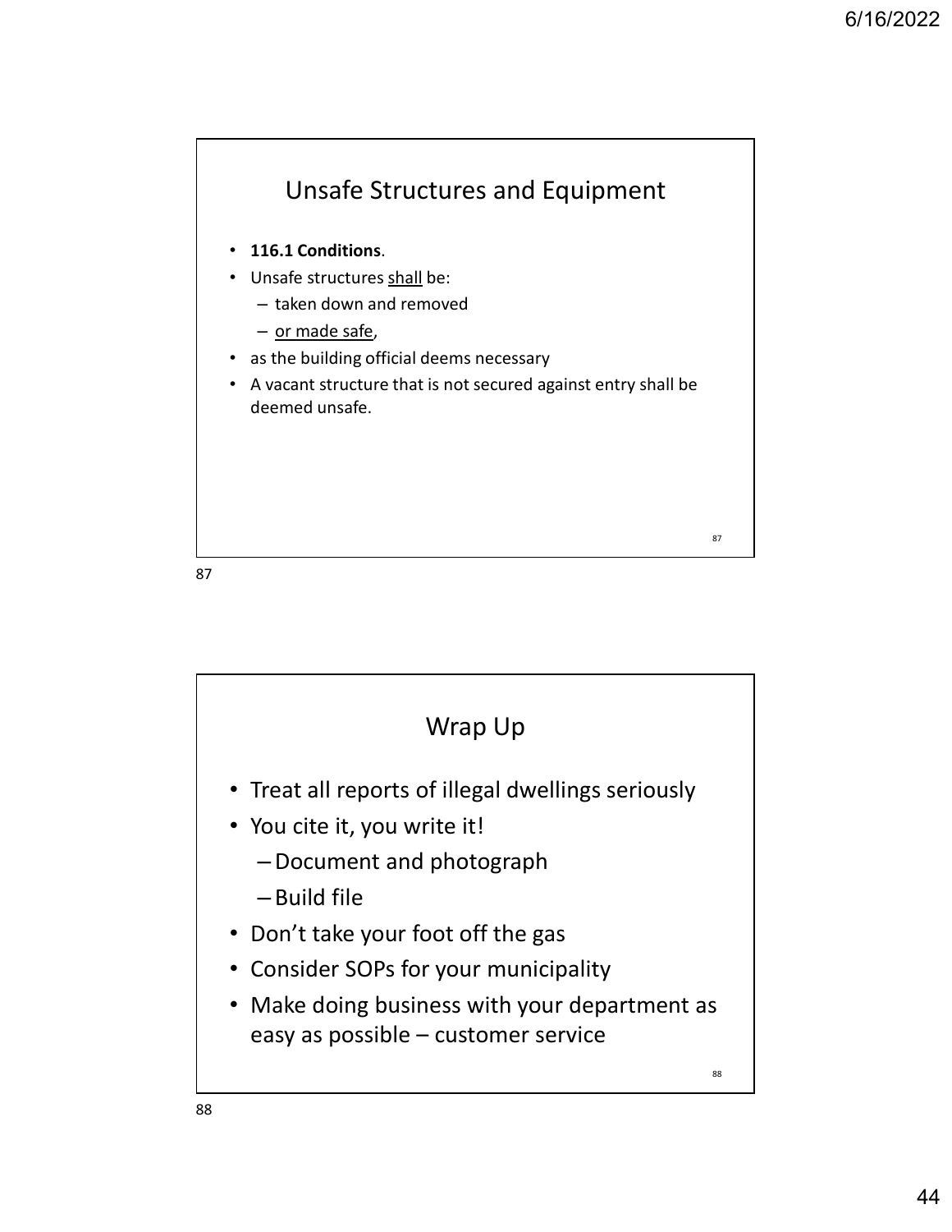## Unsafe Structures and Equipment

- **116.1 Conditions**.
- Unsafe structures <u>shall</u> be:
  - taken down and removed
  - <u>or made safe</u>,
- as the building official deems necessary
- A vacant structure that is not secured against entry shall be deemed unsafe.

## Wrap Up

- Treat all reports of illegal dwellings seriously
- You cite it, you write it!
  - Document and photograph
  - Build file
- Don't take your foot off the gas
- Consider SOPs for your municipality
- Make doing business with your department as easy as possible – customer service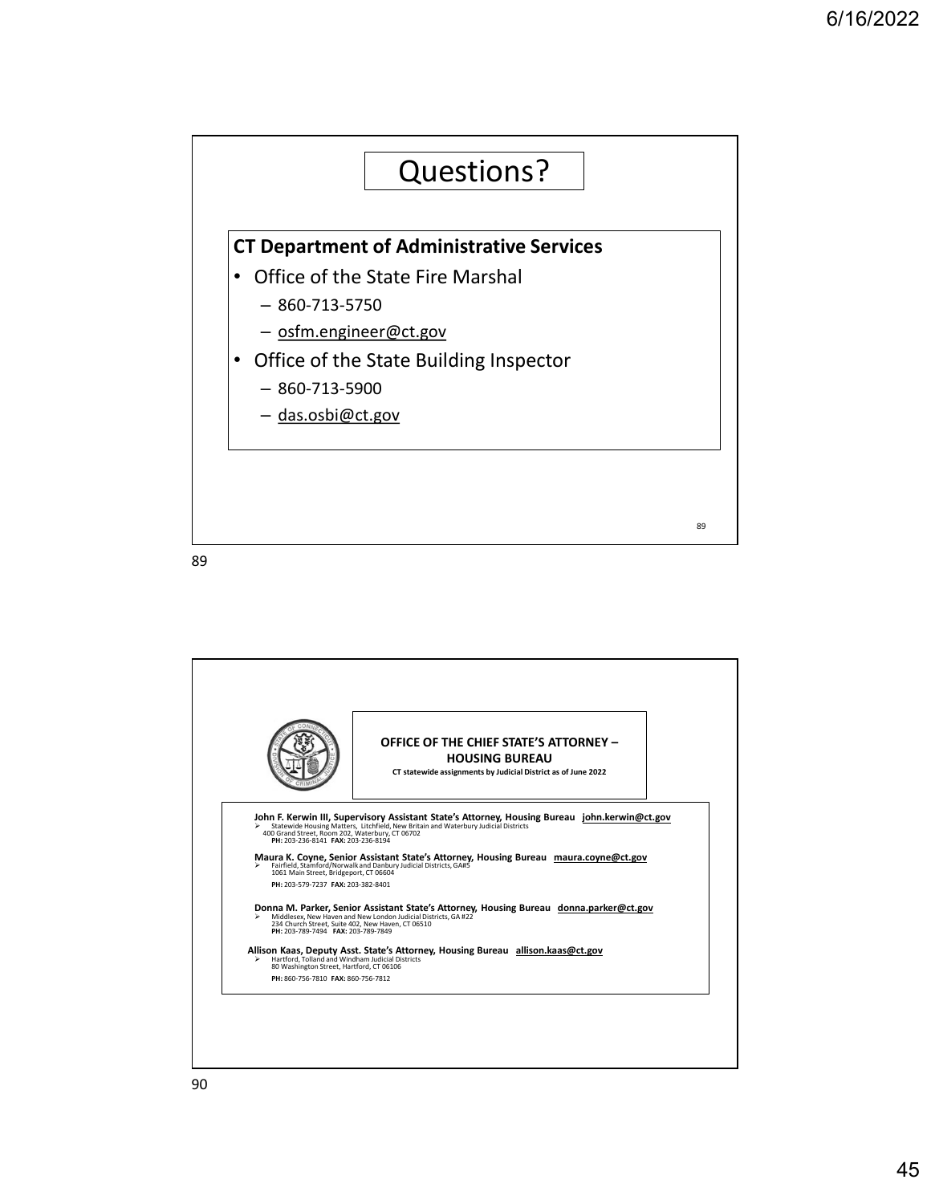# Questions?

**CT Department of Administrative Services**

- Office of the State Fire Marshal
  - 860-713-5750
  - osfm.engineer@ct.gov
- Office of the State Building Inspector
  - 860-713-5900
  - das.osbi@ct.gov

**OFFICE OF THE CHIEF STATE'S ATTORNEY – HOUSING BUREAU**

**CT statewide assignments by Judicial District as of June 2022**

**John F. Kerwin III, Supervisory Assistant State's Attorney, Housing Bureau john.kerwin@ct.gov**
- Statewide Housing Matters, Litchfield, New Britain and Waterbury Judicial Districts

400 Grand Street, Room 202, Waterbury, CT 06702
**PH:** 203-236-8141 **FAX:** 203-236-8194

**Maura K. Coyne, Senior Assistant State's Attorney, Housing Bureau maura.coyne@ct.gov**
- Fairfield, Stamford/Norwalk and Danbury Judicial Districts, GA#5

1061 Main Street, Bridgeport, CT 06604
**PH:** 203-579-7237 **FAX:** 203-382-8401

**Donna M. Parker, Senior Assistant State's Attorney, Housing Bureau donna.parker@ct.gov**
- Middlesex, New Haven and New London Judicial Districts, GA #22

234 Church Street, Suite 402, New Haven, CT 06510
**PH:** 203-789-7494 **FAX:** 203-789-7849

**Allison Kaas, Deputy Asst. State's Attorney, Housing Bureau allison.kaas@ct.gov**
- Hartford, Tolland and Windham Judicial Districts

80 Washington Street, Hartford, CT 06106
**PH:** 860-756-7810 **FAX:** 860-756-7812